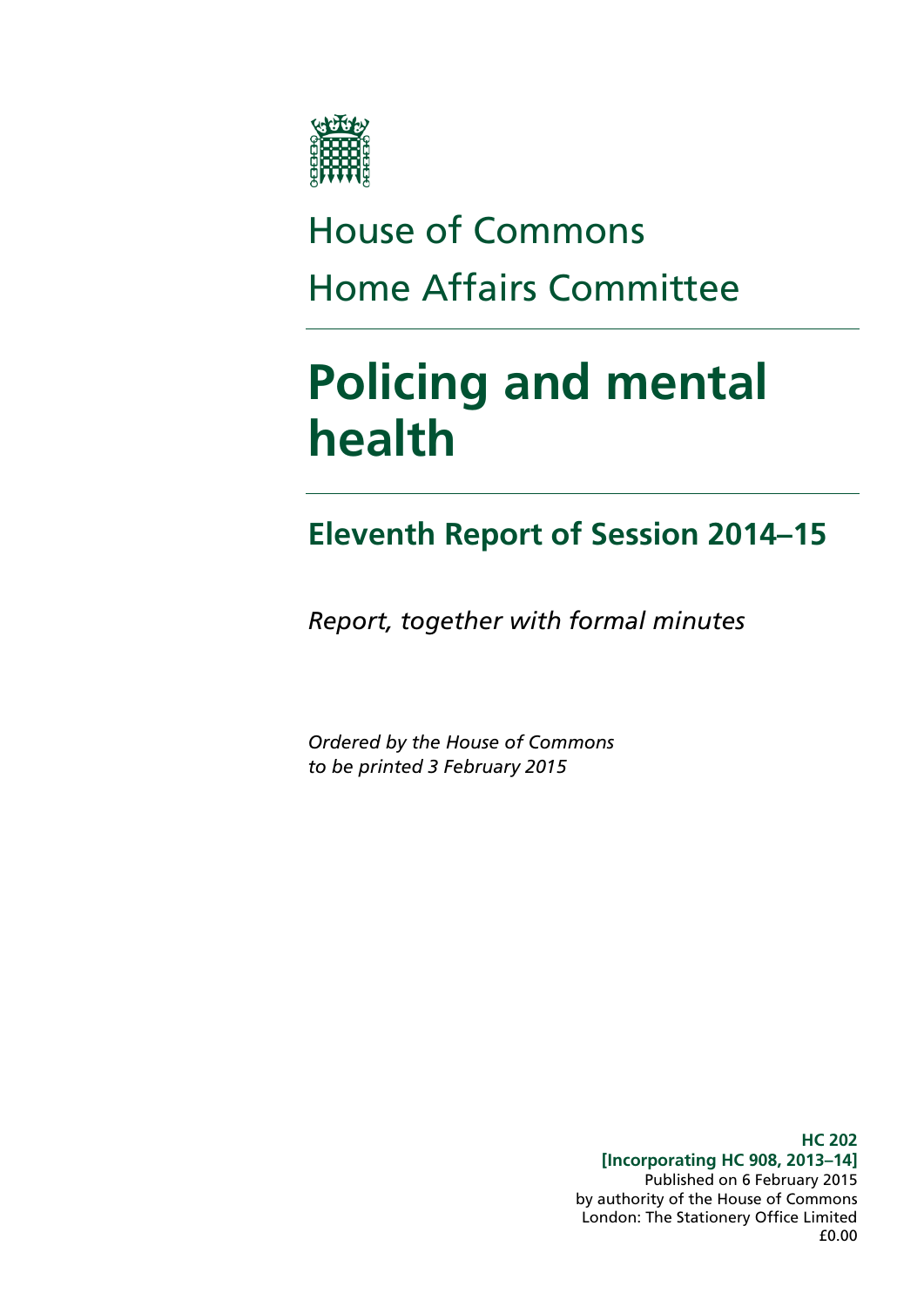House of Commons

Home Affairs Committee

# Policing and mental health

## Eleventh Report of Session 2014–15

*Report, together with formal minutes*

*Ordered by the House of Commons to be printed 3 February 2015*

**HC 202**
**[Incorporating HC 908, 2013–14]**
Published on 6 February 2015
by authority of the House of Commons
London: The Stationery Office Limited
£0.00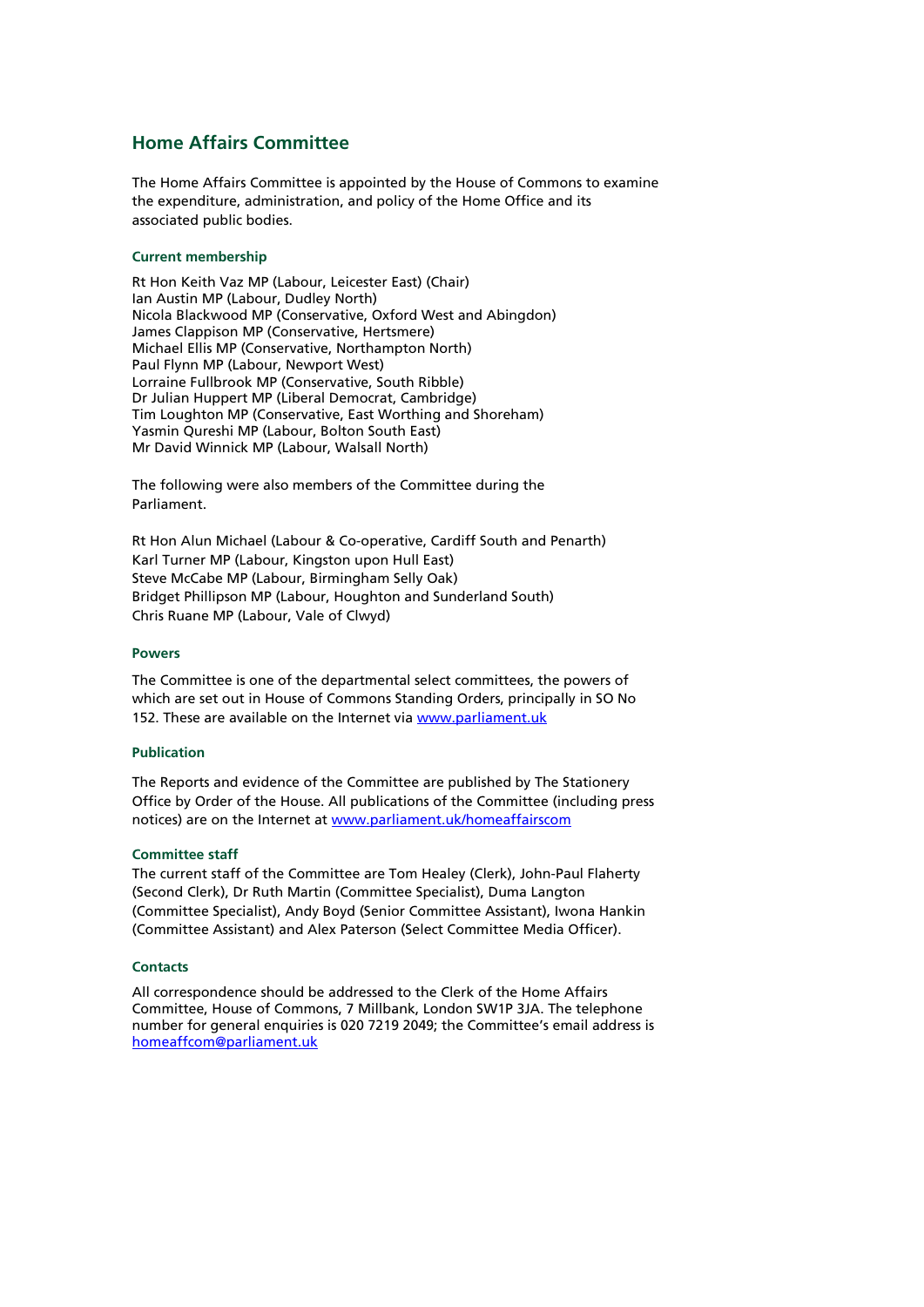## Home Affairs Committee

The Home Affairs Committee is appointed by the House of Commons to examine the expenditure, administration, and policy of the Home Office and its associated public bodies.

### Current membership

Rt Hon Keith Vaz MP (Labour, Leicester East) (Chair)
Ian Austin MP (Labour, Dudley North)
Nicola Blackwood MP (Conservative, Oxford West and Abingdon)
James Clappison MP (Conservative, Hertsmere)
Michael Ellis MP (Conservative, Northampton North)
Paul Flynn MP (Labour, Newport West)
Lorraine Fullbrook MP (Conservative, South Ribble)
Dr Julian Huppert MP (Liberal Democrat, Cambridge)
Tim Loughton MP (Conservative, East Worthing and Shoreham)
Yasmin Qureshi MP (Labour, Bolton South East)
Mr David Winnick MP (Labour, Walsall North)

The following were also members of the Committee during the Parliament.

Rt Hon Alun Michael (Labour & Co-operative, Cardiff South and Penarth)
Karl Turner MP (Labour, Kingston upon Hull East)
Steve McCabe MP (Labour, Birmingham Selly Oak)
Bridget Phillipson MP (Labour, Houghton and Sunderland South)
Chris Ruane MP (Labour, Vale of Clwyd)

### Powers

The Committee is one of the departmental select committees, the powers of which are set out in House of Commons Standing Orders, principally in SO No 152. These are available on the Internet via www.parliament.uk

### Publication

The Reports and evidence of the Committee are published by The Stationery Office by Order of the House. All publications of the Committee (including press notices) are on the Internet at www.parliament.uk/homeaffairscom

### Committee staff

The current staff of the Committee are Tom Healey (Clerk), John-Paul Flaherty (Second Clerk), Dr Ruth Martin (Committee Specialist), Duma Langton (Committee Specialist), Andy Boyd (Senior Committee Assistant), Iwona Hankin (Committee Assistant) and Alex Paterson (Select Committee Media Officer).

### Contacts

All correspondence should be addressed to the Clerk of the Home Affairs Committee, House of Commons, 7 Millbank, London SW1P 3JA. The telephone number for general enquiries is 020 7219 2049; the Committee's email address is homeaffcom@parliament.uk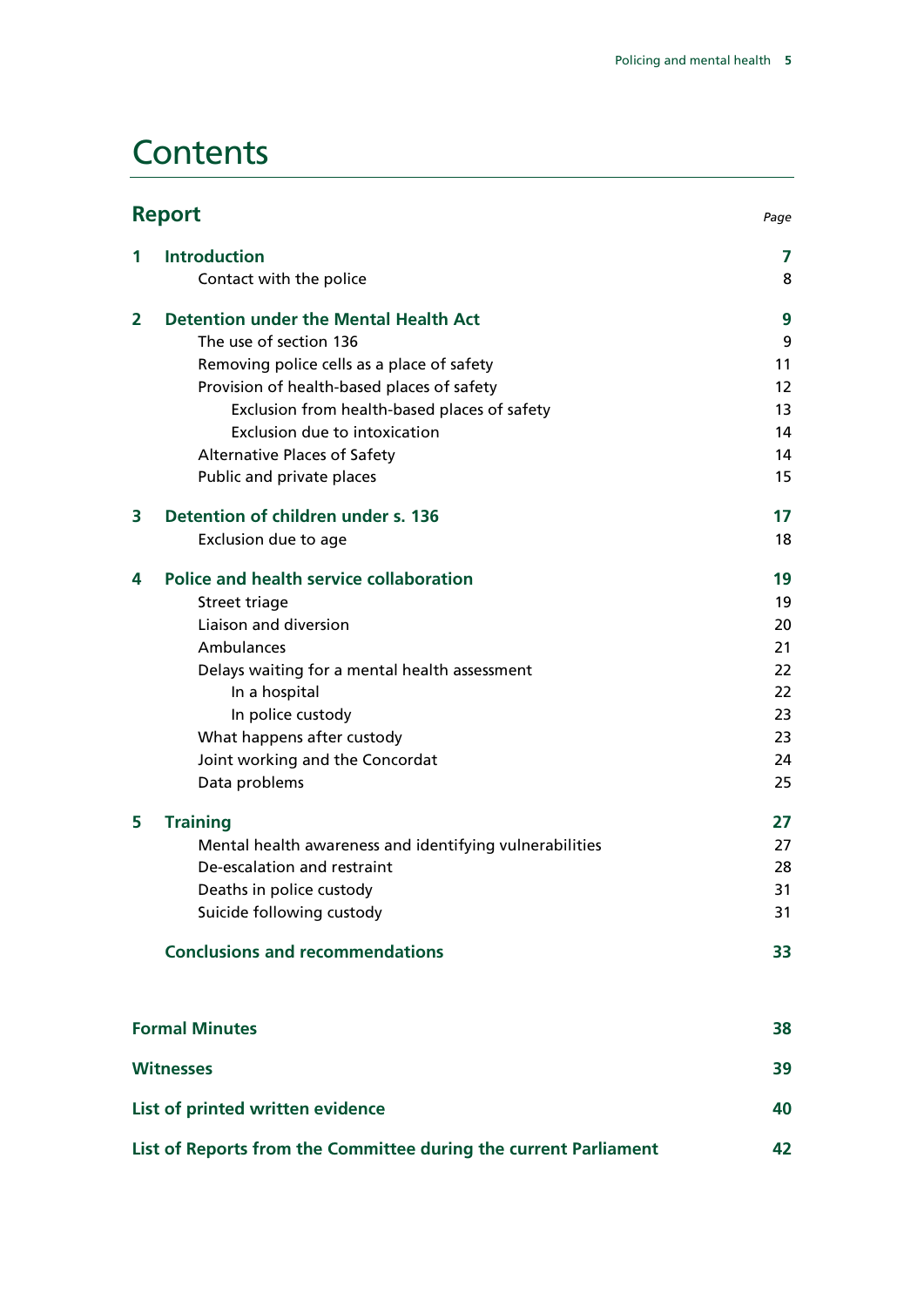# Contents

| Report | | Page |
|---|---|---|
| **1** | **Introduction** | **7** |
| | Contact with the police | 8 |
| **2** | **Detention under the Mental Health Act** | **9** |
| | The use of section 136 | 9 |
| | Removing police cells as a place of safety | 11 |
| | Provision of health-based places of safety | 12 |
| | Exclusion from health-based places of safety | 13 |
| | Exclusion due to intoxication | 14 |
| | Alternative Places of Safety | 14 |
| | Public and private places | 15 |
| **3** | **Detention of children under s. 136** | **17** |
| | Exclusion due to age | 18 |
| **4** | **Police and health service collaboration** | **19** |
| | Street triage | 19 |
| | Liaison and diversion | 20 |
| | Ambulances | 21 |
| | Delays waiting for a mental health assessment | 22 |
| | In a hospital | 22 |
| | In police custody | 23 |
| | What happens after custody | 23 |
| | Joint working and the Concordat | 24 |
| | Data problems | 25 |
| **5** | **Training** | **27** |
| | Mental health awareness and identifying vulnerabilities | 27 |
| | De-escalation and restraint | 28 |
| | Deaths in police custody | 31 |
| | Suicide following custody | 31 |
| | **Conclusions and recommendations** | **33** |
| **Formal Minutes** | | **38** |
| **Witnesses** | | **39** |
| **List of printed written evidence** | | **40** |
| **List of Reports from the Committee during the current Parliament** | | **42** |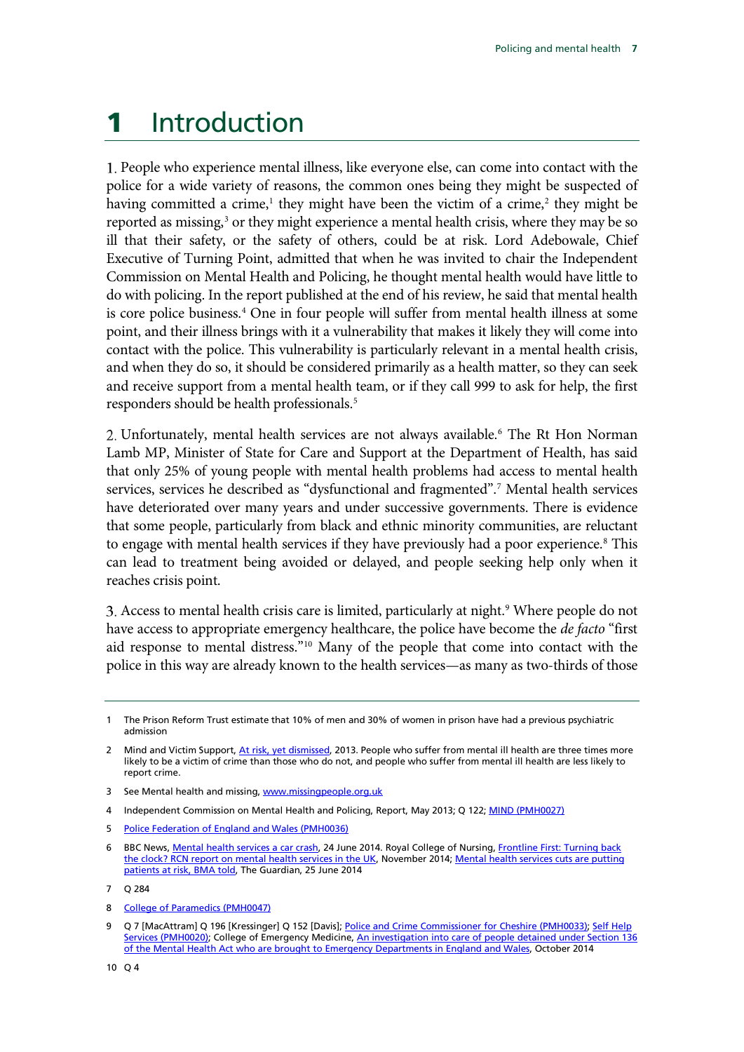# 1 Introduction

1. People who experience mental illness, like everyone else, can come into contact with the police for a wide variety of reasons, the common ones being they might be suspected of having committed a crime,[1] they might have been the victim of a crime,[2] they might be reported as missing,[3] or they might experience a mental health crisis, where they may be so ill that their safety, or the safety of others, could be at risk. Lord Adebowale, Chief Executive of Turning Point, admitted that when he was invited to chair the Independent Commission on Mental Health and Policing, he thought mental health would have little to do with policing. In the report published at the end of his review, he said that mental health is core police business.[4] One in four people will suffer from mental health illness at some point, and their illness brings with it a vulnerability that makes it likely they will come into contact with the police. This vulnerability is particularly relevant in a mental health crisis, and when they do so, it should be considered primarily as a health matter, so they can seek and receive support from a mental health team, or if they call 999 to ask for help, the first responders should be health professionals.[5]

2. Unfortunately, mental health services are not always available.[6] The Rt Hon Norman Lamb MP, Minister of State for Care and Support at the Department of Health, has said that only 25% of young people with mental health problems had access to mental health services, services he described as "dysfunctional and fragmented".[7] Mental health services have deteriorated over many years and under successive governments. There is evidence that some people, particularly from black and ethnic minority communities, are reluctant to engage with mental health services if they have previously had a poor experience.[8] This can lead to treatment being avoided or delayed, and people seeking help only when it reaches crisis point.

3. Access to mental health crisis care is limited, particularly at night.[9] Where people do not have access to appropriate emergency healthcare, the police have become the *de facto* "first aid response to mental distress."[10] Many of the people that come into contact with the police in this way are already known to the health services—as many as two-thirds of those

---

1 The Prison Reform Trust estimate that 10% of men and 30% of women in prison have had a previous psychiatric admission

2 Mind and Victim Support, At risk, yet dismissed, 2013. People who suffer from mental ill health are three times more likely to be a victim of crime than those who do not, and people who suffer from mental ill health are less likely to report crime.

3 See Mental health and missing, www.missingpeople.org.uk

4 Independent Commission on Mental Health and Policing, Report, May 2013; Q 122; MIND (PMH0027)

5 Police Federation of England and Wales (PMH0036)

6 BBC News, Mental health services a car crash, 24 June 2014. Royal College of Nursing, Frontline First: Turning back the clock? RCN report on mental health services in the UK, November 2014; Mental health services cuts are putting patients at risk, BMA told, The Guardian, 25 June 2014

7 Q 284

8 College of Paramedics (PMH0047)

9 Q 7 [MacAttram] Q 196 [Kressinger] Q 152 [Davis]; Police and Crime Commissioner for Cheshire (PMH0033); Self Help Services (PMH0020); College of Emergency Medicine, An investigation into care of people detained under Section 136 of the Mental Health Act who are brought to Emergency Departments in England and Wales, October 2014

10 Q 4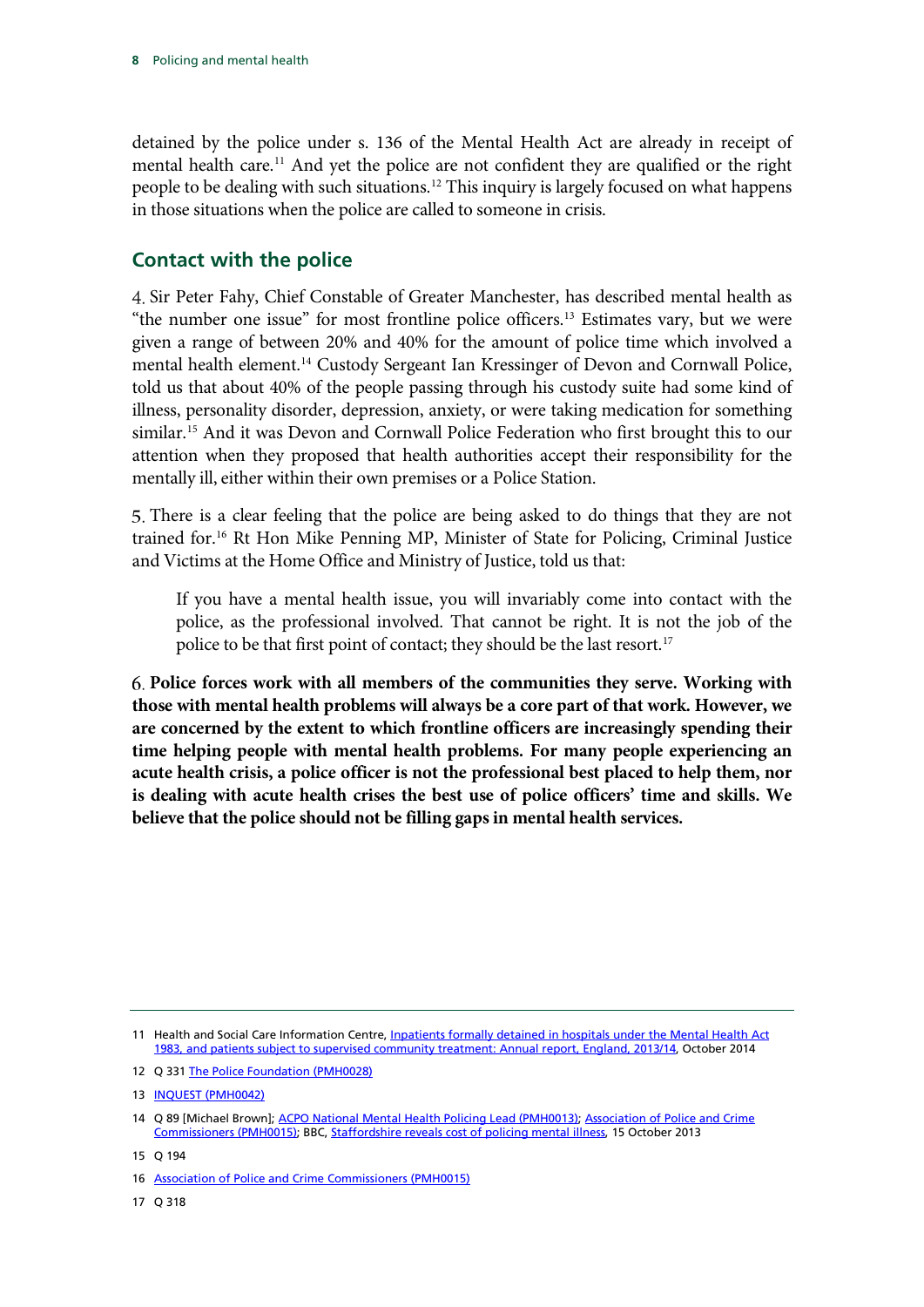detained by the police under s. 136 of the Mental Health Act are already in receipt of mental health care.[11] And yet the police are not confident they are qualified or the right people to be dealing with such situations.[12] This inquiry is largely focused on what happens in those situations when the police are called to someone in crisis.

## Contact with the police

4. Sir Peter Fahy, Chief Constable of Greater Manchester, has described mental health as "the number one issue" for most frontline police officers.[13] Estimates vary, but we were given a range of between 20% and 40% for the amount of police time which involved a mental health element.[14] Custody Sergeant Ian Kressinger of Devon and Cornwall Police, told us that about 40% of the people passing through his custody suite had some kind of illness, personality disorder, depression, anxiety, or were taking medication for something similar.[15] And it was Devon and Cornwall Police Federation who first brought this to our attention when they proposed that health authorities accept their responsibility for the mentally ill, either within their own premises or a Police Station.

5. There is a clear feeling that the police are being asked to do things that they are not trained for.[16] Rt Hon Mike Penning MP, Minister of State for Policing, Criminal Justice and Victims at the Home Office and Ministry of Justice, told us that:

> If you have a mental health issue, you will invariably come into contact with the police, as the professional involved. That cannot be right. It is not the job of the police to be that first point of contact; they should be the last resort.[17]

6. **Police forces work with all members of the communities they serve. Working with those with mental health problems will always be a core part of that work. However, we are concerned by the extent to which frontline officers are increasingly spending their time helping people with mental health problems. For many people experiencing an acute health crisis, a police officer is not the professional best placed to help them, nor is dealing with acute health crises the best use of police officers' time and skills. We believe that the police should not be filling gaps in mental health services.**

---

11 Health and Social Care Information Centre, Inpatients formally detained in hospitals under the Mental Health Act 1983, and patients subject to supervised community treatment: Annual report, England, 2013/14, October 2014

12 Q 331 The Police Foundation (PMH0028)

13 INQUEST (PMH0042)

14 Q 89 [Michael Brown]; ACPO National Mental Health Policing Lead (PMH0013); Association of Police and Crime Commissioners (PMH0015); BBC, Staffordshire reveals cost of policing mental illness, 15 October 2013

15 Q 194

16 Association of Police and Crime Commissioners (PMH0015)

17 Q 318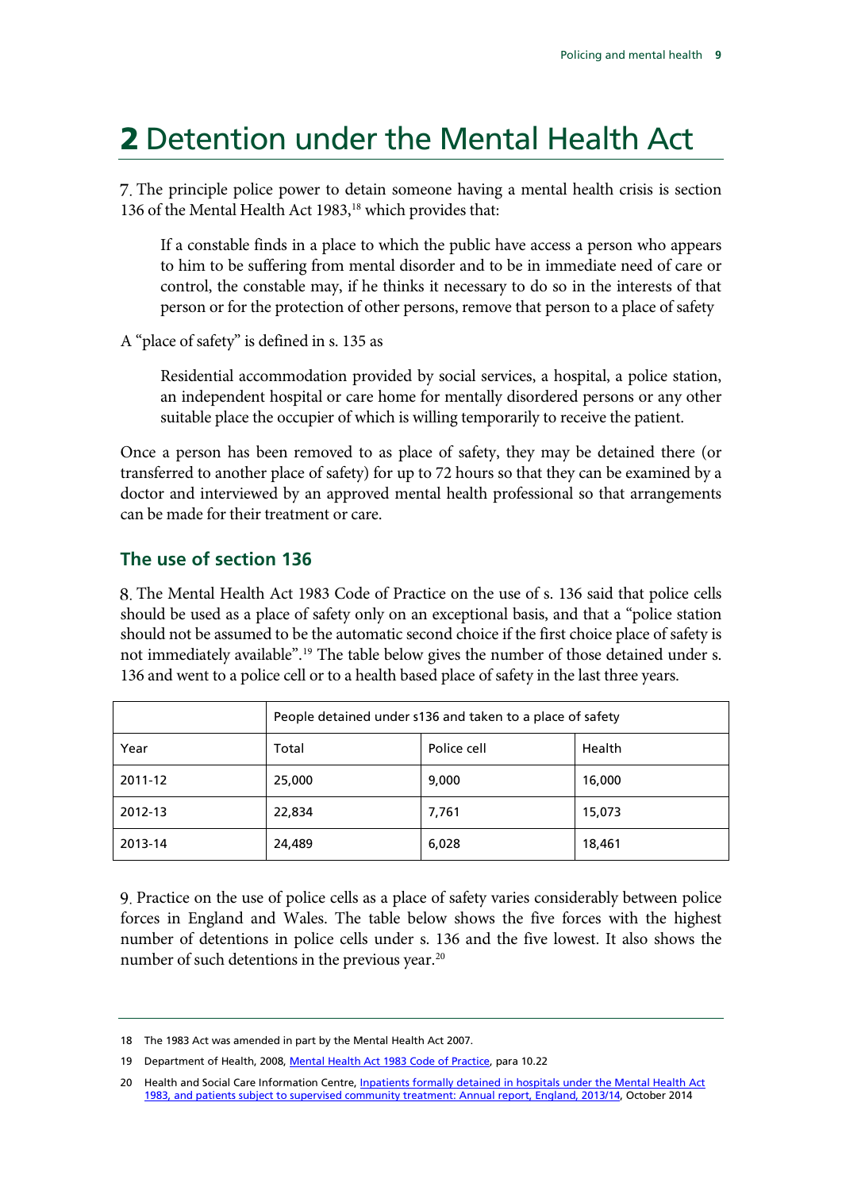# 2 Detention under the Mental Health Act

7. The principle police power to detain someone having a mental health crisis is section 136 of the Mental Health Act 1983,[18] which provides that:

> If a constable finds in a place to which the public have access a person who appears to him to be suffering from mental disorder and to be in immediate need of care or control, the constable may, if he thinks it necessary to do so in the interests of that person or for the protection of other persons, remove that person to a place of safety

A "place of safety" is defined in s. 135 as

> Residential accommodation provided by social services, a hospital, a police station, an independent hospital or care home for mentally disordered persons or any other suitable place the occupier of which is willing temporarily to receive the patient.

Once a person has been removed to as place of safety, they may be detained there (or transferred to another place of safety) for up to 72 hours so that they can be examined by a doctor and interviewed by an approved mental health professional so that arrangements can be made for their treatment or care.

## The use of section 136

8. The Mental Health Act 1983 Code of Practice on the use of s. 136 said that police cells should be used as a place of safety only on an exceptional basis, and that a "police station should not be assumed to be the automatic second choice if the first choice place of safety is not immediately available".[19] The table below gives the number of those detained under s. 136 and went to a police cell or to a health based place of safety in the last three years.

| | People detained under s136 and taken to a place of safety | | |
|---|---|---|---|
| Year | Total | Police cell | Health |
| 2011-12 | 25,000 | 9,000 | 16,000 |
| 2012-13 | 22,834 | 7,761 | 15,073 |
| 2013-14 | 24,489 | 6,028 | 18,461 |

9. Practice on the use of police cells as a place of safety varies considerably between police forces in England and Wales. The table below shows the five forces with the highest number of detentions in police cells under s. 136 and the five lowest. It also shows the number of such detentions in the previous year.[20]

---

18 The 1983 Act was amended in part by the Mental Health Act 2007.

19 Department of Health, 2008, Mental Health Act 1983 Code of Practice, para 10.22

20 Health and Social Care Information Centre, Inpatients formally detained in hospitals under the Mental Health Act 1983, and patients subject to supervised community treatment: Annual report, England, 2013/14, October 2014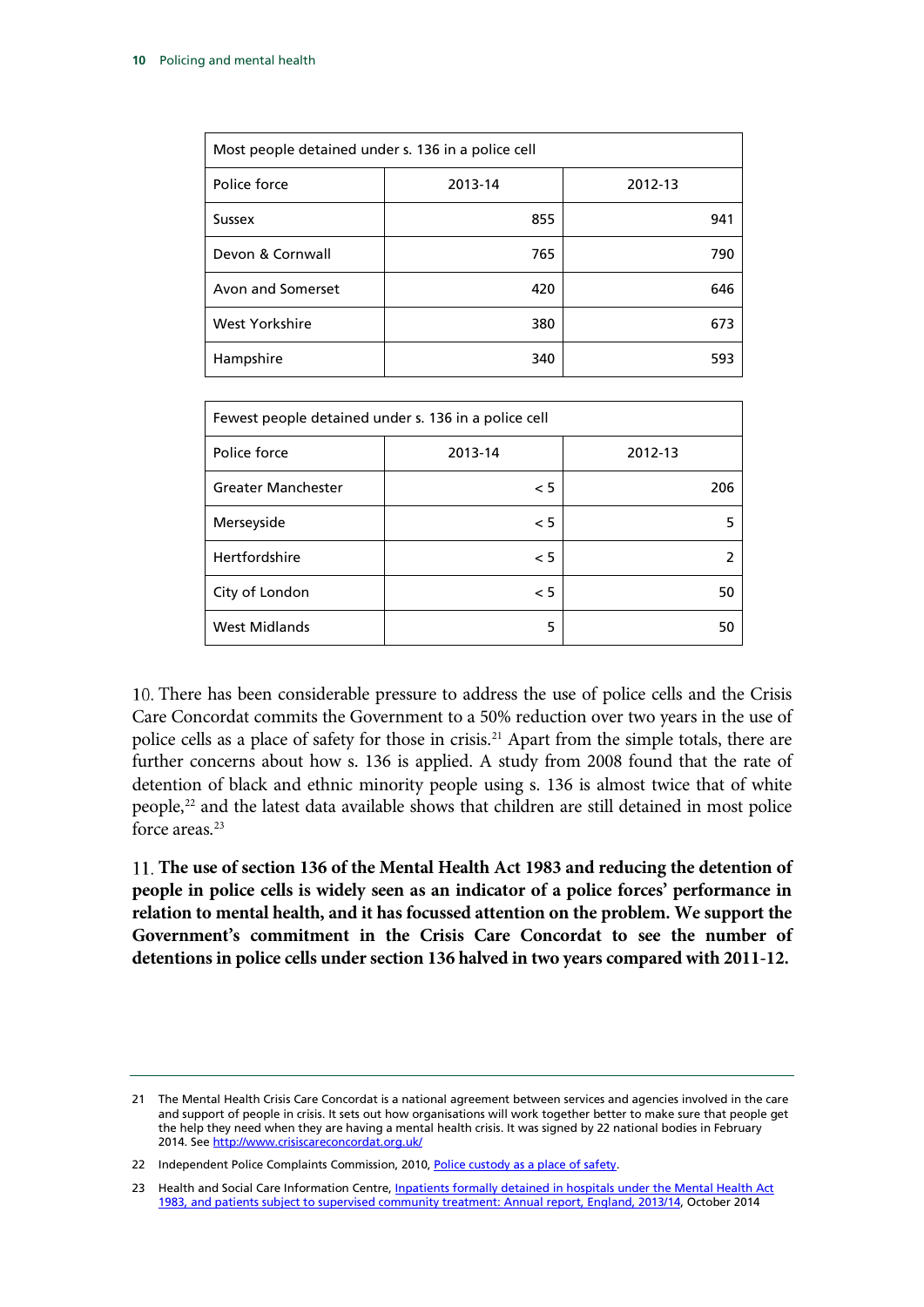| Most people detained under s. 136 in a police cell | | |
|---|---|---|
| Police force | 2013-14 | 2012-13 |
| Sussex | 855 | 941 |
| Devon & Cornwall | 765 | 790 |
| Avon and Somerset | 420 | 646 |
| West Yorkshire | 380 | 673 |
| Hampshire | 340 | 593 |

| Fewest people detained under s. 136 in a police cell | | |
|---|---|---|
| Police force | 2013-14 | 2012-13 |
| Greater Manchester | < 5 | 206 |
| Merseyside | < 5 | 5 |
| Hertfordshire | < 5 | 2 |
| City of London | < 5 | 50 |
| West Midlands | 5 | 50 |

10. There has been considerable pressure to address the use of police cells and the Crisis Care Concordat commits the Government to a 50% reduction over two years in the use of police cells as a place of safety for those in crisis.[21] Apart from the simple totals, there are further concerns about how s. 136 is applied. A study from 2008 found that the rate of detention of black and ethnic minority people using s. 136 is almost twice that of white people,[22] and the latest data available shows that children are still detained in most police force areas.[23]

11. **The use of section 136 of the Mental Health Act 1983 and reducing the detention of people in police cells is widely seen as an indicator of a police forces' performance in relation to mental health, and it has focussed attention on the problem. We support the Government's commitment in the Crisis Care Concordat to see the number of detentions in police cells under section 136 halved in two years compared with 2011-12.**

---

21 The Mental Health Crisis Care Concordat is a national agreement between services and agencies involved in the care and support of people in crisis. It sets out how organisations will work together better to make sure that people get the help they need when they are having a mental health crisis. It was signed by 22 national bodies in February 2014. See http://www.crisiscareconcordat.org.uk/

22 Independent Police Complaints Commission, 2010, Police custody as a place of safety.

23 Health and Social Care Information Centre, Inpatients formally detained in hospitals under the Mental Health Act 1983, and patients subject to supervised community treatment: Annual report, England, 2013/14, October 2014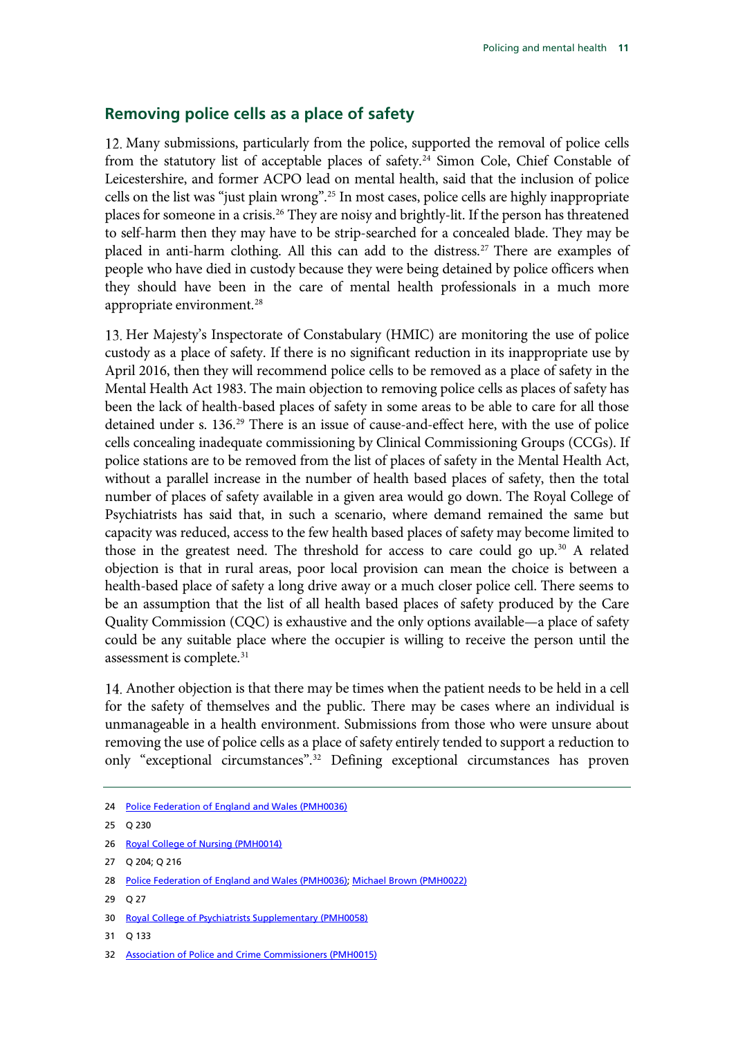## Removing police cells as a place of safety

12. Many submissions, particularly from the police, supported the removal of police cells from the statutory list of acceptable places of safety.[24] Simon Cole, Chief Constable of Leicestershire, and former ACPO lead on mental health, said that the inclusion of police cells on the list was "just plain wrong".[25] In most cases, police cells are highly inappropriate places for someone in a crisis.[26] They are noisy and brightly-lit. If the person has threatened to self-harm then they may have to be strip-searched for a concealed blade. They may be placed in anti-harm clothing. All this can add to the distress.[27] There are examples of people who have died in custody because they were being detained by police officers when they should have been in the care of mental health professionals in a much more appropriate environment.[28]

13. Her Majesty's Inspectorate of Constabulary (HMIC) are monitoring the use of police custody as a place of safety. If there is no significant reduction in its inappropriate use by April 2016, then they will recommend police cells to be removed as a place of safety in the Mental Health Act 1983. The main objection to removing police cells as places of safety has been the lack of health-based places of safety in some areas to be able to care for all those detained under s. 136.[29] There is an issue of cause-and-effect here, with the use of police cells concealing inadequate commissioning by Clinical Commissioning Groups (CCGs). If police stations are to be removed from the list of places of safety in the Mental Health Act, without a parallel increase in the number of health based places of safety, then the total number of places of safety available in a given area would go down. The Royal College of Psychiatrists has said that, in such a scenario, where demand remained the same but capacity was reduced, access to the few health based places of safety may become limited to those in the greatest need. The threshold for access to care could go up.[30] A related objection is that in rural areas, poor local provision can mean the choice is between a health-based place of safety a long drive away or a much closer police cell. There seems to be an assumption that the list of all health based places of safety produced by the Care Quality Commission (CQC) is exhaustive and the only options available—a place of safety could be any suitable place where the occupier is willing to receive the person until the assessment is complete.[31]

14. Another objection is that there may be times when the patient needs to be held in a cell for the safety of themselves and the public. There may be cases where an individual is unmanageable in a health environment. Submissions from those who were unsure about removing the use of police cells as a place of safety entirely tended to support a reduction to only "exceptional circumstances".[32] Defining exceptional circumstances has proven

---

24 Police Federation of England and Wales (PMH0036)

25 Q 230

26 Royal College of Nursing (PMH0014)

27 Q 204; Q 216

28 Police Federation of England and Wales (PMH0036); Michael Brown (PMH0022)

29 Q 27

30 Royal College of Psychiatrists Supplementary (PMH0058)

31 Q 133

32 Association of Police and Crime Commissioners (PMH0015)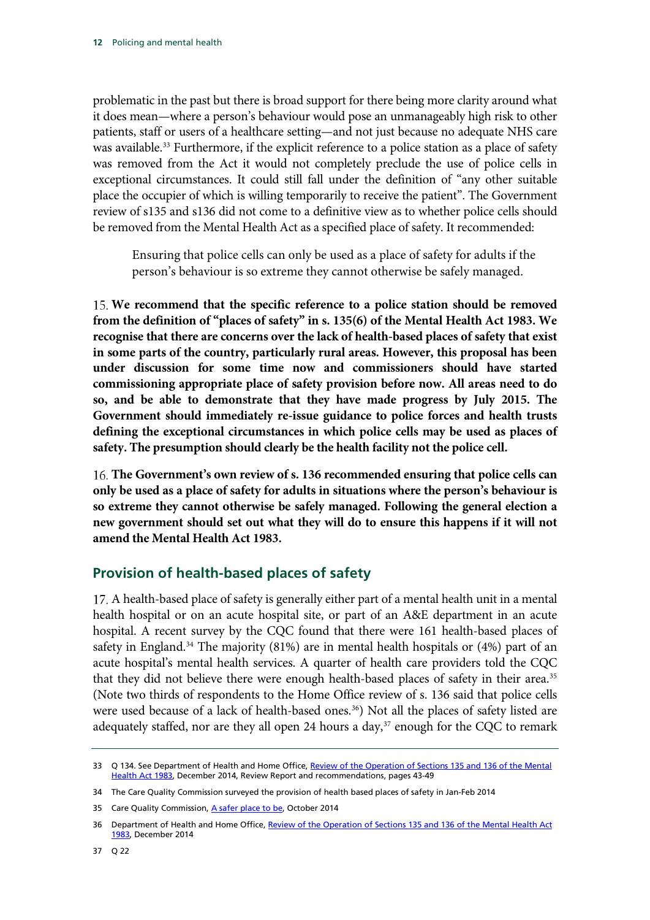problematic in the past but there is broad support for there being more clarity around what it does mean—where a person's behaviour would pose an unmanageably high risk to other patients, staff or users of a healthcare setting—and not just because no adequate NHS care was available.[33] Furthermore, if the explicit reference to a police station as a place of safety was removed from the Act it would not completely preclude the use of police cells in exceptional circumstances. It could still fall under the definition of "any other suitable place the occupier of which is willing temporarily to receive the patient". The Government review of s135 and s136 did not come to a definitive view as to whether police cells should be removed from the Mental Health Act as a specified place of safety. It recommended:

> Ensuring that police cells can only be used as a place of safety for adults if the person's behaviour is so extreme they cannot otherwise be safely managed.

15. **We recommend that the specific reference to a police station should be removed from the definition of "places of safety" in s. 135(6) of the Mental Health Act 1983. We recognise that there are concerns over the lack of health-based places of safety that exist in some parts of the country, particularly rural areas. However, this proposal has been under discussion for some time now and commissioners should have started commissioning appropriate place of safety provision before now. All areas need to do so, and be able to demonstrate that they have made progress by July 2015. The Government should immediately re-issue guidance to police forces and health trusts defining the exceptional circumstances in which police cells may be used as places of safety. The presumption should clearly be the health facility not the police cell.**

16. **The Government's own review of s. 136 recommended ensuring that police cells can only be used as a place of safety for adults in situations where the person's behaviour is so extreme they cannot otherwise be safely managed. Following the general election a new government should set out what they will do to ensure this happens if it will not amend the Mental Health Act 1983.**

## Provision of health-based places of safety

17. A health-based place of safety is generally either part of a mental health unit in a mental health hospital or on an acute hospital site, or part of an A&E department in an acute hospital. A recent survey by the CQC found that there were 161 health-based places of safety in England.[34] The majority (81%) are in mental health hospitals or (4%) part of an acute hospital's mental health services. A quarter of health care providers told the CQC that they did not believe there were enough health-based places of safety in their area.[35] (Note two thirds of respondents to the Home Office review of s. 136 said that police cells were used because of a lack of health-based ones.[36]) Not all the places of safety listed are adequately staffed, nor are they all open 24 hours a day,[37] enough for the CQC to remark

---

33 Q 134. See Department of Health and Home Office, Review of the Operation of Sections 135 and 136 of the Mental Health Act 1983, December 2014, Review Report and recommendations, pages 43-49

34 The Care Quality Commission surveyed the provision of health based places of safety in Jan-Feb 2014

35 Care Quality Commission, A safer place to be, October 2014

36 Department of Health and Home Office, Review of the Operation of Sections 135 and 136 of the Mental Health Act 1983, December 2014

37 Q 22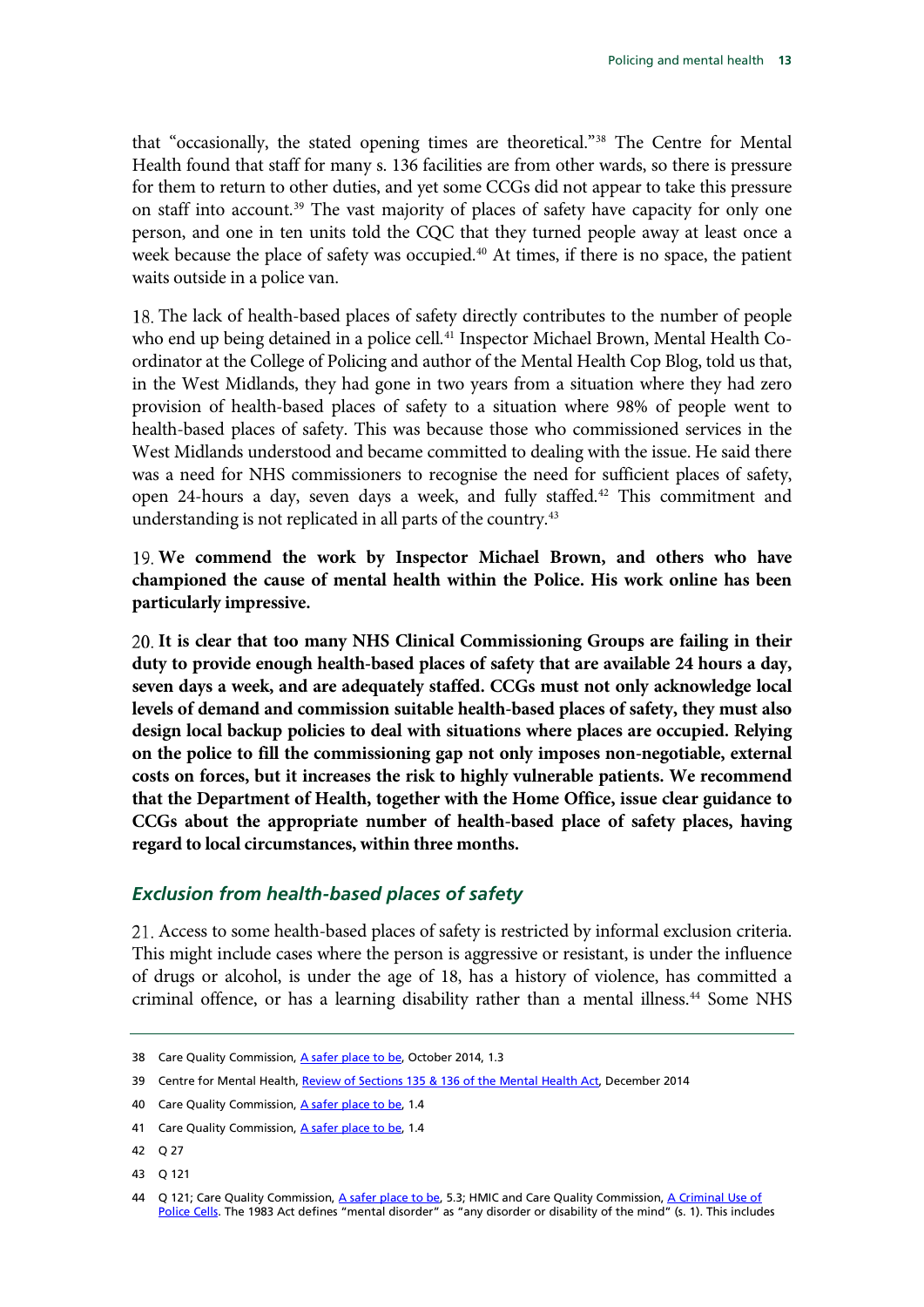that "occasionally, the stated opening times are theoretical."[38] The Centre for Mental Health found that staff for many s. 136 facilities are from other wards, so there is pressure for them to return to other duties, and yet some CCGs did not appear to take this pressure on staff into account.[39] The vast majority of places of safety have capacity for only one person, and one in ten units told the CQC that they turned people away at least once a week because the place of safety was occupied.[40] At times, if there is no space, the patient waits outside in a police van.

18. The lack of health-based places of safety directly contributes to the number of people who end up being detained in a police cell.[41] Inspector Michael Brown, Mental Health Co-ordinator at the College of Policing and author of the Mental Health Cop Blog, told us that, in the West Midlands, they had gone in two years from a situation where they had zero provision of health-based places of safety to a situation where 98% of people went to health-based places of safety. This was because those who commissioned services in the West Midlands understood and became committed to dealing with the issue. He said there was a need for NHS commissioners to recognise the need for sufficient places of safety, open 24-hours a day, seven days a week, and fully staffed.[42] This commitment and understanding is not replicated in all parts of the country.[43]

19. **We commend the work by Inspector Michael Brown, and others who have championed the cause of mental health within the Police. His work online has been particularly impressive.**

20. **It is clear that too many NHS Clinical Commissioning Groups are failing in their duty to provide enough health-based places of safety that are available 24 hours a day, seven days a week, and are adequately staffed. CCGs must not only acknowledge local levels of demand and commission suitable health-based places of safety, they must also design local backup policies to deal with situations where places are occupied. Relying on the police to fill the commissioning gap not only imposes non-negotiable, external costs on forces, but it increases the risk to highly vulnerable patients. We recommend that the Department of Health, together with the Home Office, issue clear guidance to CCGs about the appropriate number of health-based place of safety places, having regard to local circumstances, within three months.**

### *Exclusion from health-based places of safety*

21. Access to some health-based places of safety is restricted by informal exclusion criteria. This might include cases where the person is aggressive or resistant, is under the influence of drugs or alcohol, is under the age of 18, has a history of violence, has committed a criminal offence, or has a learning disability rather than a mental illness.[44] Some NHS

---

38 Care Quality Commission, A safer place to be, October 2014, 1.3

39 Centre for Mental Health, Review of Sections 135 & 136 of the Mental Health Act, December 2014

40 Care Quality Commission, A safer place to be, 1.4

41 Care Quality Commission, A safer place to be, 1.4

42 Q 27

43 Q 121

44 Q 121; Care Quality Commission, A safer place to be, 5.3; HMIC and Care Quality Commission, A Criminal Use of Police Cells. The 1983 Act defines "mental disorder" as "any disorder or disability of the mind" (s. 1). This includes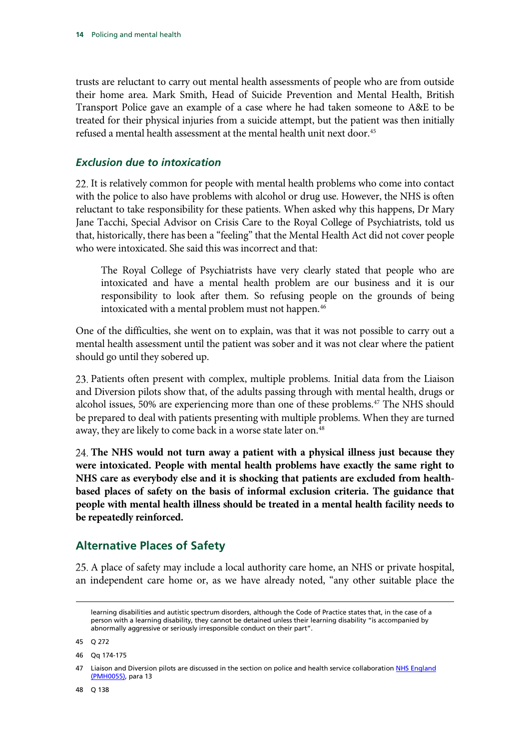trusts are reluctant to carry out mental health assessments of people who are from outside their home area. Mark Smith, Head of Suicide Prevention and Mental Health, British Transport Police gave an example of a case where he had taken someone to A&E to be treated for their physical injuries from a suicide attempt, but the patient was then initially refused a mental health assessment at the mental health unit next door.[45]

### *Exclusion due to intoxication*

22. It is relatively common for people with mental health problems who come into contact with the police to also have problems with alcohol or drug use. However, the NHS is often reluctant to take responsibility for these patients. When asked why this happens, Dr Mary Jane Tacchi, Special Advisor on Crisis Care to the Royal College of Psychiatrists, told us that, historically, there has been a "feeling" that the Mental Health Act did not cover people who were intoxicated. She said this was incorrect and that:

> The Royal College of Psychiatrists have very clearly stated that people who are intoxicated and have a mental health problem are our business and it is our responsibility to look after them. So refusing people on the grounds of being intoxicated with a mental problem must not happen.[46]

One of the difficulties, she went on to explain, was that it was not possible to carry out a mental health assessment until the patient was sober and it was not clear where the patient should go until they sobered up.

23. Patients often present with complex, multiple problems. Initial data from the Liaison and Diversion pilots show that, of the adults passing through with mental health, drugs or alcohol issues, 50% are experiencing more than one of these problems.[47] The NHS should be prepared to deal with patients presenting with multiple problems. When they are turned away, they are likely to come back in a worse state later on.[48]

24. **The NHS would not turn away a patient with a physical illness just because they were intoxicated. People with mental health problems have exactly the same right to NHS care as everybody else and it is shocking that patients are excluded from health-based places of safety on the basis of informal exclusion criteria. The guidance that people with mental health illness should be treated in a mental health facility needs to be repeatedly reinforced.**

## Alternative Places of Safety

25. A place of safety may include a local authority care home, an NHS or private hospital, an independent care home or, as we have already noted, "any other suitable place the

---

learning disabilities and autistic spectrum disorders, although the Code of Practice states that, in the case of a person with a learning disability, they cannot be detained unless their learning disability "is accompanied by abnormally aggressive or seriously irresponsible conduct on their part".

45 Q 272

46 Qq 174-175

47 Liaison and Diversion pilots are discussed in the section on police and health service collaboration NHS England (PMH0055), para 13

48 Q 138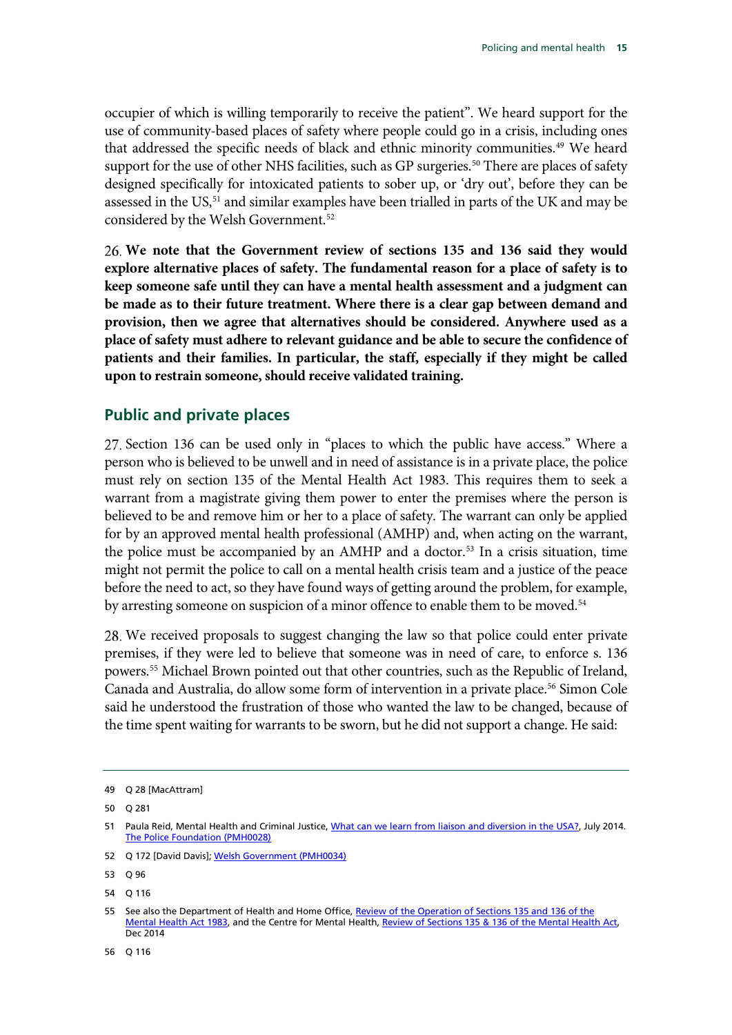occupier of which is willing temporarily to receive the patient". We heard support for the use of community-based places of safety where people could go in a crisis, including ones that addressed the specific needs of black and ethnic minority communities.[49] We heard support for the use of other NHS facilities, such as GP surgeries.[50] There are places of safety designed specifically for intoxicated patients to sober up, or 'dry out', before they can be assessed in the US,[51] and similar examples have been trialled in parts of the UK and may be considered by the Welsh Government.[52]

26. **We note that the Government review of sections 135 and 136 said they would explore alternative places of safety. The fundamental reason for a place of safety is to keep someone safe until they can have a mental health assessment and a judgment can be made as to their future treatment. Where there is a clear gap between demand and provision, then we agree that alternatives should be considered. Anywhere used as a place of safety must adhere to relevant guidance and be able to secure the confidence of patients and their families. In particular, the staff, especially if they might be called upon to restrain someone, should receive validated training.**

## Public and private places

27. Section 136 can be used only in "places to which the public have access." Where a person who is believed to be unwell and in need of assistance is in a private place, the police must rely on section 135 of the Mental Health Act 1983. This requires them to seek a warrant from a magistrate giving them power to enter the premises where the person is believed to be and remove him or her to a place of safety. The warrant can only be applied for by an approved mental health professional (AMHP) and, when acting on the warrant, the police must be accompanied by an AMHP and a doctor.[53] In a crisis situation, time might not permit the police to call on a mental health crisis team and a justice of the peace before the need to act, so they have found ways of getting around the problem, for example, by arresting someone on suspicion of a minor offence to enable them to be moved.[54]

28. We received proposals to suggest changing the law so that police could enter private premises, if they were led to believe that someone was in need of care, to enforce s. 136 powers.[55] Michael Brown pointed out that other countries, such as the Republic of Ireland, Canada and Australia, do allow some form of intervention in a private place.[56] Simon Cole said he understood the frustration of those who wanted the law to be changed, because of the time spent waiting for warrants to be sworn, but he did not support a change. He said:

---

49 Q 28 [MacAttram]

50 Q 281

51 Paula Reid, Mental Health and Criminal Justice, What can we learn from liaison and diversion in the USA?, July 2014. The Police Foundation (PMH0028)

52 Q 172 [David Davis]; Welsh Government (PMH0034)

53 Q 96

54 Q 116

55 See also the Department of Health and Home Office, Review of the Operation of Sections 135 and 136 of the Mental Health Act 1983, and the Centre for Mental Health, Review of Sections 135 & 136 of the Mental Health Act, Dec 2014

56 Q 116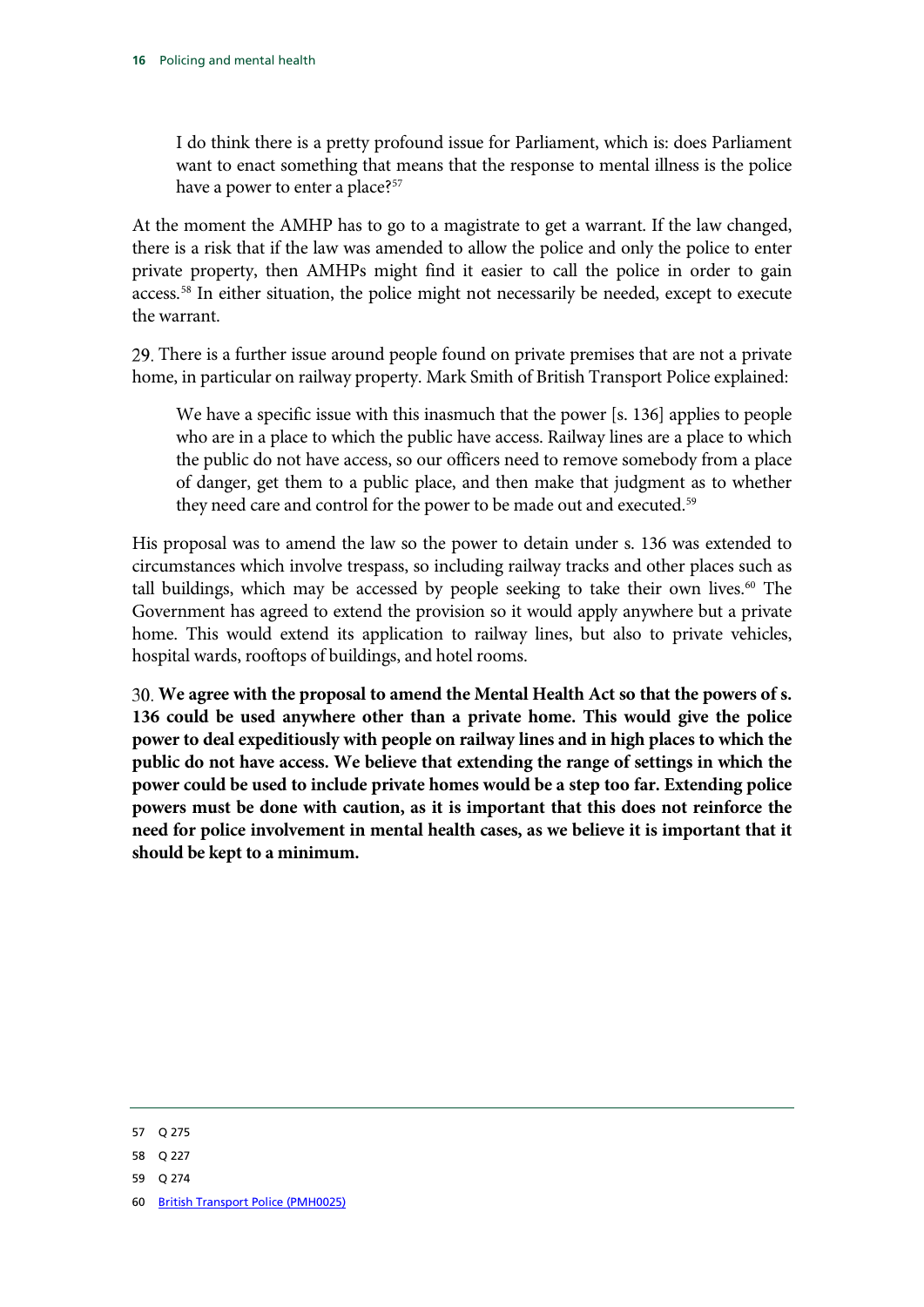> I do think there is a pretty profound issue for Parliament, which is: does Parliament want to enact something that means that the response to mental illness is the police have a power to enter a place?[57]

At the moment the AMHP has to go to a magistrate to get a warrant. If the law changed, there is a risk that if the law was amended to allow the police and only the police to enter private property, then AMHPs might find it easier to call the police in order to gain access.[58] In either situation, the police might not necessarily be needed, except to execute the warrant.

29. There is a further issue around people found on private premises that are not a private home, in particular on railway property. Mark Smith of British Transport Police explained:

> We have a specific issue with this inasmuch that the power [s. 136] applies to people who are in a place to which the public have access. Railway lines are a place to which the public do not have access, so our officers need to remove somebody from a place of danger, get them to a public place, and then make that judgment as to whether they need care and control for the power to be made out and executed.[59]

His proposal was to amend the law so the power to detain under s. 136 was extended to circumstances which involve trespass, so including railway tracks and other places such as tall buildings, which may be accessed by people seeking to take their own lives.[60] The Government has agreed to extend the provision so it would apply anywhere but a private home. This would extend its application to railway lines, but also to private vehicles, hospital wards, rooftops of buildings, and hotel rooms.

30. **We agree with the proposal to amend the Mental Health Act so that the powers of s. 136 could be used anywhere other than a private home. This would give the police power to deal expeditiously with people on railway lines and in high places to which the public do not have access. We believe that extending the range of settings in which the power could be used to include private homes would be a step too far. Extending police powers must be done with caution, as it is important that this does not reinforce the need for police involvement in mental health cases, as we believe it is important that it should be kept to a minimum.**

57 Q 275

58 Q 227

59 Q 274

60 British Transport Police (PMH0025)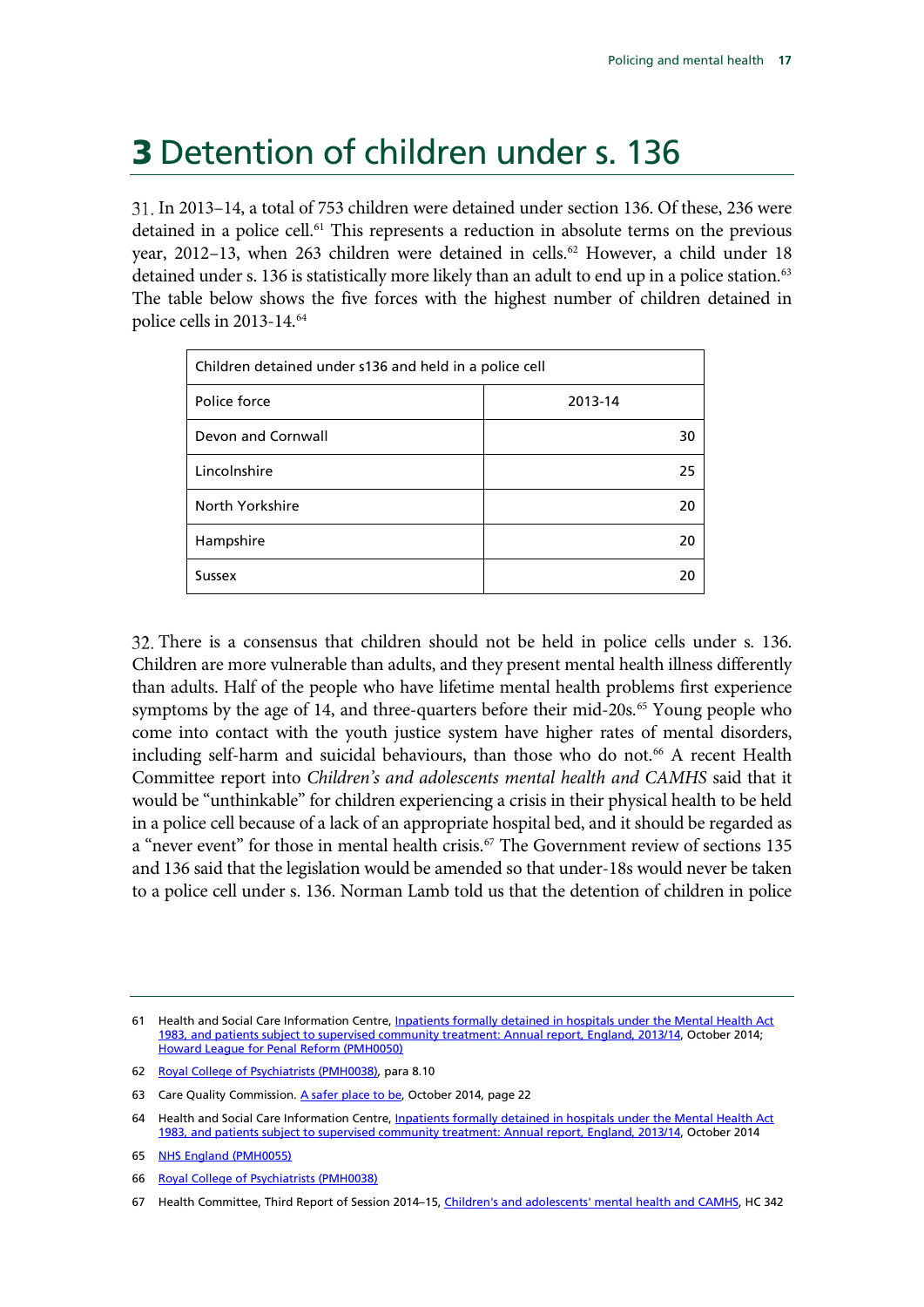# 3 Detention of children under s. 136

31. In 2013–14, a total of 753 children were detained under section 136. Of these, 236 were detained in a police cell.[61] This represents a reduction in absolute terms on the previous year, 2012–13, when 263 children were detained in cells.[62] However, a child under 18 detained under s. 136 is statistically more likely than an adult to end up in a police station.[63] The table below shows the five forces with the highest number of children detained in police cells in 2013-14.[64]

| Children detained under s136 and held in a police cell | |
|---|---|
| Police force | 2013-14 |
| Devon and Cornwall | 30 |
| Lincolnshire | 25 |
| North Yorkshire | 20 |
| Hampshire | 20 |
| Sussex | 20 |

32. There is a consensus that children should not be held in police cells under s. 136. Children are more vulnerable than adults, and they present mental health illness differently than adults. Half of the people who have lifetime mental health problems first experience symptoms by the age of 14, and three-quarters before their mid-20s.[65] Young people who come into contact with the youth justice system have higher rates of mental disorders, including self-harm and suicidal behaviours, than those who do not.[66] A recent Health Committee report into *Children's and adolescents mental health and CAMHS* said that it would be "unthinkable" for children experiencing a crisis in their physical health to be held in a police cell because of a lack of an appropriate hospital bed, and it should be regarded as a "never event" for those in mental health crisis.[67] The Government review of sections 135 and 136 said that the legislation would be amended so that under-18s would never be taken to a police cell under s. 136. Norman Lamb told us that the detention of children in police

---

61 Health and Social Care Information Centre, Inpatients formally detained in hospitals under the Mental Health Act 1983, and patients subject to supervised community treatment: Annual report, England, 2013/14, October 2014; Howard League for Penal Reform (PMH0050)

62 Royal College of Psychiatrists (PMH0038), para 8.10

63 Care Quality Commission. A safer place to be, October 2014, page 22

64 Health and Social Care Information Centre, Inpatients formally detained in hospitals under the Mental Health Act 1983, and patients subject to supervised community treatment: Annual report, England, 2013/14, October 2014

65 NHS England (PMH0055)

66 Royal College of Psychiatrists (PMH0038)

67 Health Committee, Third Report of Session 2014–15, Children's and adolescents' mental health and CAMHS, HC 342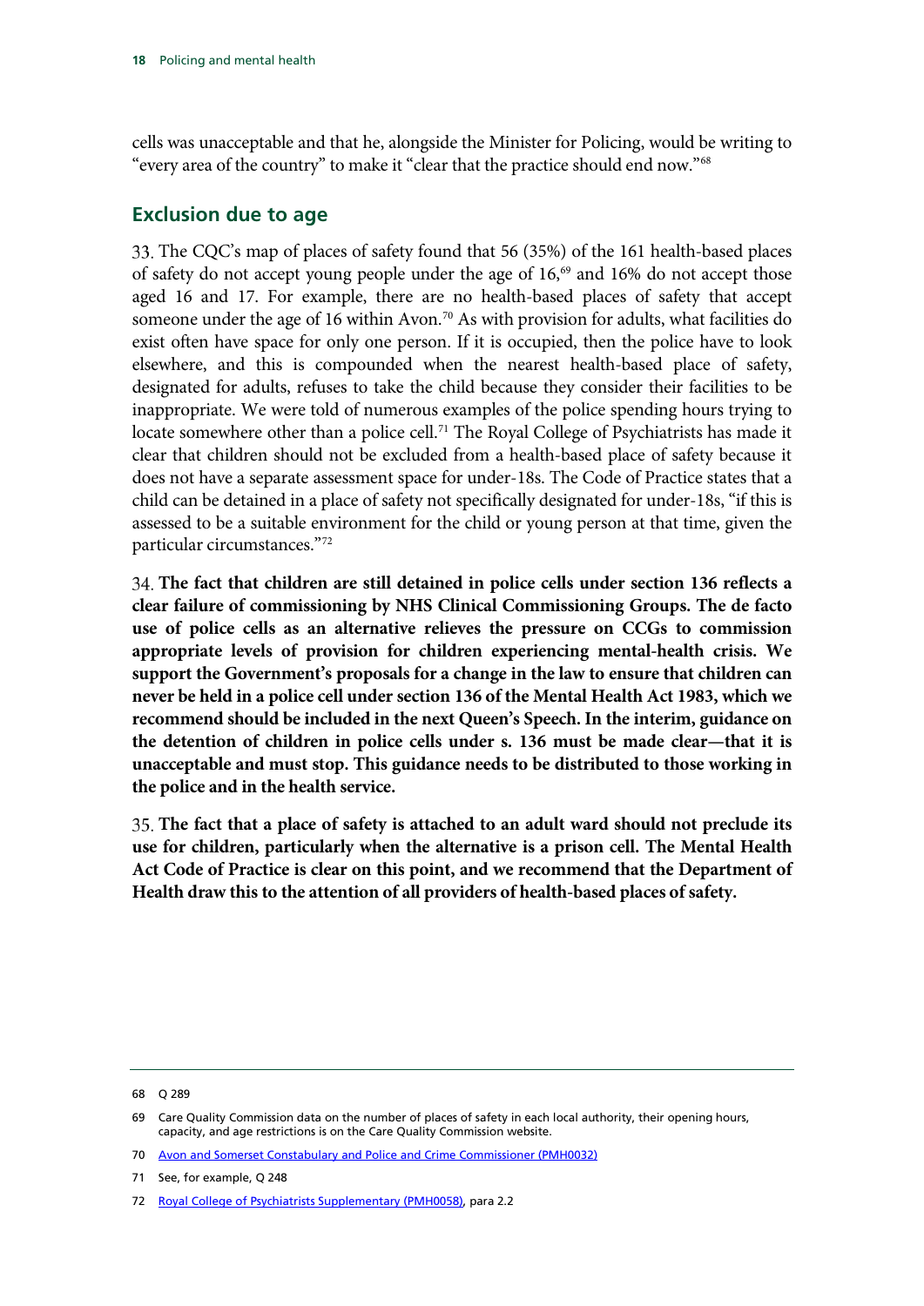cells was unacceptable and that he, alongside the Minister for Policing, would be writing to "every area of the country" to make it "clear that the practice should end now."[68]

## Exclusion due to age

33. The CQC's map of places of safety found that 56 (35%) of the 161 health-based places of safety do not accept young people under the age of 16,[69] and 16% do not accept those aged 16 and 17. For example, there are no health-based places of safety that accept someone under the age of 16 within Avon.[70] As with provision for adults, what facilities do exist often have space for only one person. If it is occupied, then the police have to look elsewhere, and this is compounded when the nearest health-based place of safety, designated for adults, refuses to take the child because they consider their facilities to be inappropriate. We were told of numerous examples of the police spending hours trying to locate somewhere other than a police cell.[71] The Royal College of Psychiatrists has made it clear that children should not be excluded from a health-based place of safety because it does not have a separate assessment space for under-18s. The Code of Practice states that a child can be detained in a place of safety not specifically designated for under-18s, "if this is assessed to be a suitable environment for the child or young person at that time, given the particular circumstances."[72]

34. **The fact that children are still detained in police cells under section 136 reflects a clear failure of commissioning by NHS Clinical Commissioning Groups. The de facto use of police cells as an alternative relieves the pressure on CCGs to commission appropriate levels of provision for children experiencing mental-health crisis. We support the Government's proposals for a change in the law to ensure that children can never be held in a police cell under section 136 of the Mental Health Act 1983, which we recommend should be included in the next Queen's Speech. In the interim, guidance on the detention of children in police cells under s. 136 must be made clear—that it is unacceptable and must stop. This guidance needs to be distributed to those working in the police and in the health service.**

35. **The fact that a place of safety is attached to an adult ward should not preclude its use for children, particularly when the alternative is a prison cell. The Mental Health Act Code of Practice is clear on this point, and we recommend that the Department of Health draw this to the attention of all providers of health-based places of safety.**

---

68 Q 289

69 Care Quality Commission data on the number of places of safety in each local authority, their opening hours, capacity, and age restrictions is on the Care Quality Commission website.

70 Avon and Somerset Constabulary and Police and Crime Commissioner (PMH0032)

71 See, for example, Q 248

72 Royal College of Psychiatrists Supplementary (PMH0058), para 2.2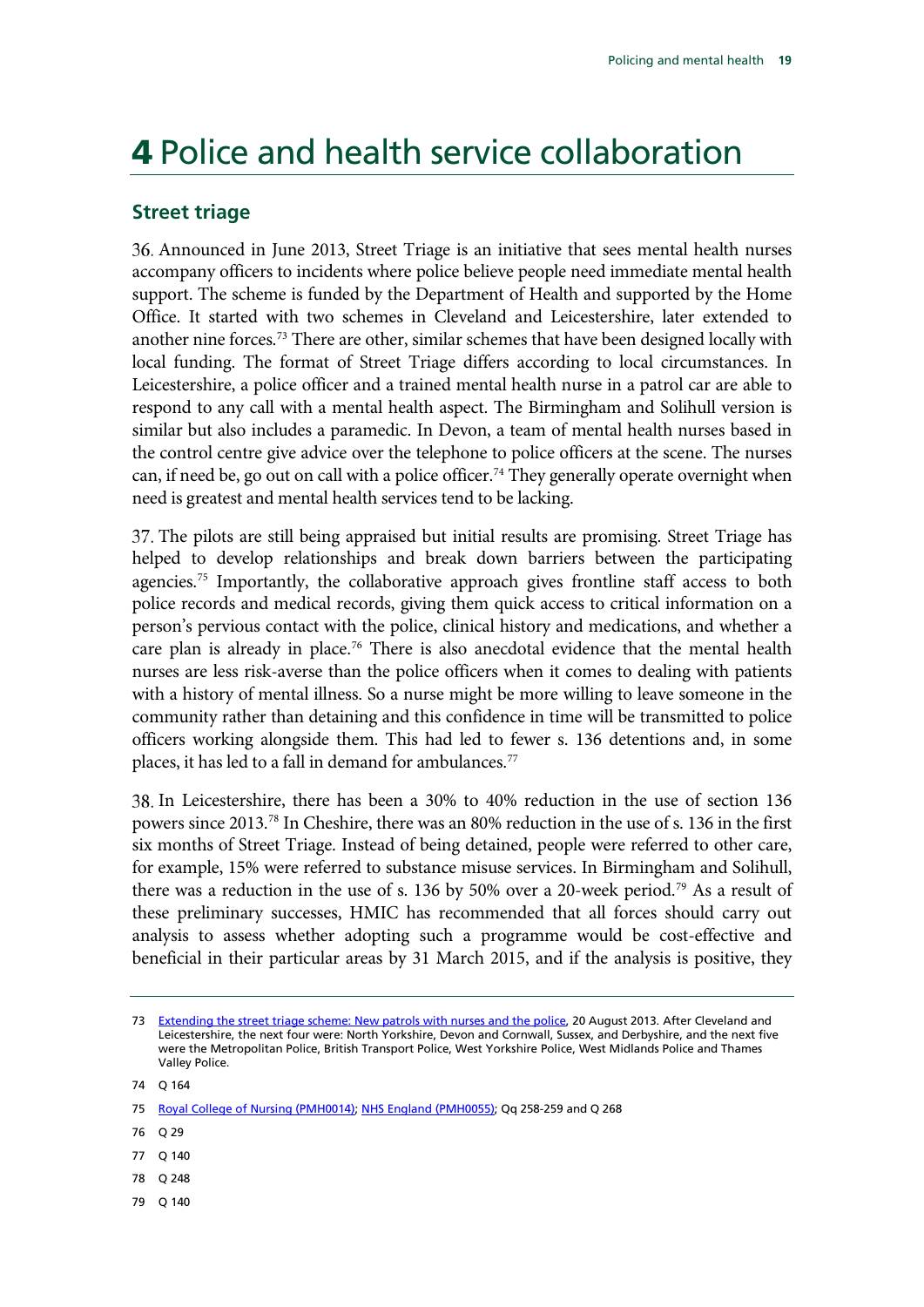# 4 Police and health service collaboration

## Street triage

36. Announced in June 2013, Street Triage is an initiative that sees mental health nurses accompany officers to incidents where police believe people need immediate mental health support. The scheme is funded by the Department of Health and supported by the Home Office. It started with two schemes in Cleveland and Leicestershire, later extended to another nine forces.[73] There are other, similar schemes that have been designed locally with local funding. The format of Street Triage differs according to local circumstances. In Leicestershire, a police officer and a trained mental health nurse in a patrol car are able to respond to any call with a mental health aspect. The Birmingham and Solihull version is similar but also includes a paramedic. In Devon, a team of mental health nurses based in the control centre give advice over the telephone to police officers at the scene. The nurses can, if need be, go out on call with a police officer.[74] They generally operate overnight when need is greatest and mental health services tend to be lacking.

37. The pilots are still being appraised but initial results are promising. Street Triage has helped to develop relationships and break down barriers between the participating agencies.[75] Importantly, the collaborative approach gives frontline staff access to both police records and medical records, giving them quick access to critical information on a person's pervious contact with the police, clinical history and medications, and whether a care plan is already in place.[76] There is also anecdotal evidence that the mental health nurses are less risk-averse than the police officers when it comes to dealing with patients with a history of mental illness. So a nurse might be more willing to leave someone in the community rather than detaining and this confidence in time will be transmitted to police officers working alongside them. This had led to fewer s. 136 detentions and, in some places, it has led to a fall in demand for ambulances.[77]

38. In Leicestershire, there has been a 30% to 40% reduction in the use of section 136 powers since 2013.[78] In Cheshire, there was an 80% reduction in the use of s. 136 in the first six months of Street Triage. Instead of being detained, people were referred to other care, for example, 15% were referred to substance misuse services. In Birmingham and Solihull, there was a reduction in the use of s. 136 by 50% over a 20-week period.[79] As a result of these preliminary successes, HMIC has recommended that all forces should carry out analysis to assess whether adopting such a programme would be cost-effective and beneficial in their particular areas by 31 March 2015, and if the analysis is positive, they

---

73 Extending the street triage scheme: New patrols with nurses and the police, 20 August 2013. After Cleveland and Leicestershire, the next four were: North Yorkshire, Devon and Cornwall, Sussex, and Derbyshire, and the next five were the Metropolitan Police, British Transport Police, West Yorkshire Police, West Midlands Police and Thames Valley Police.

74 Q 164

75 Royal College of Nursing (PMH0014); NHS England (PMH0055); Qq 258-259 and Q 268

76 Q 29

77 Q 140

78 Q 248

79 Q 140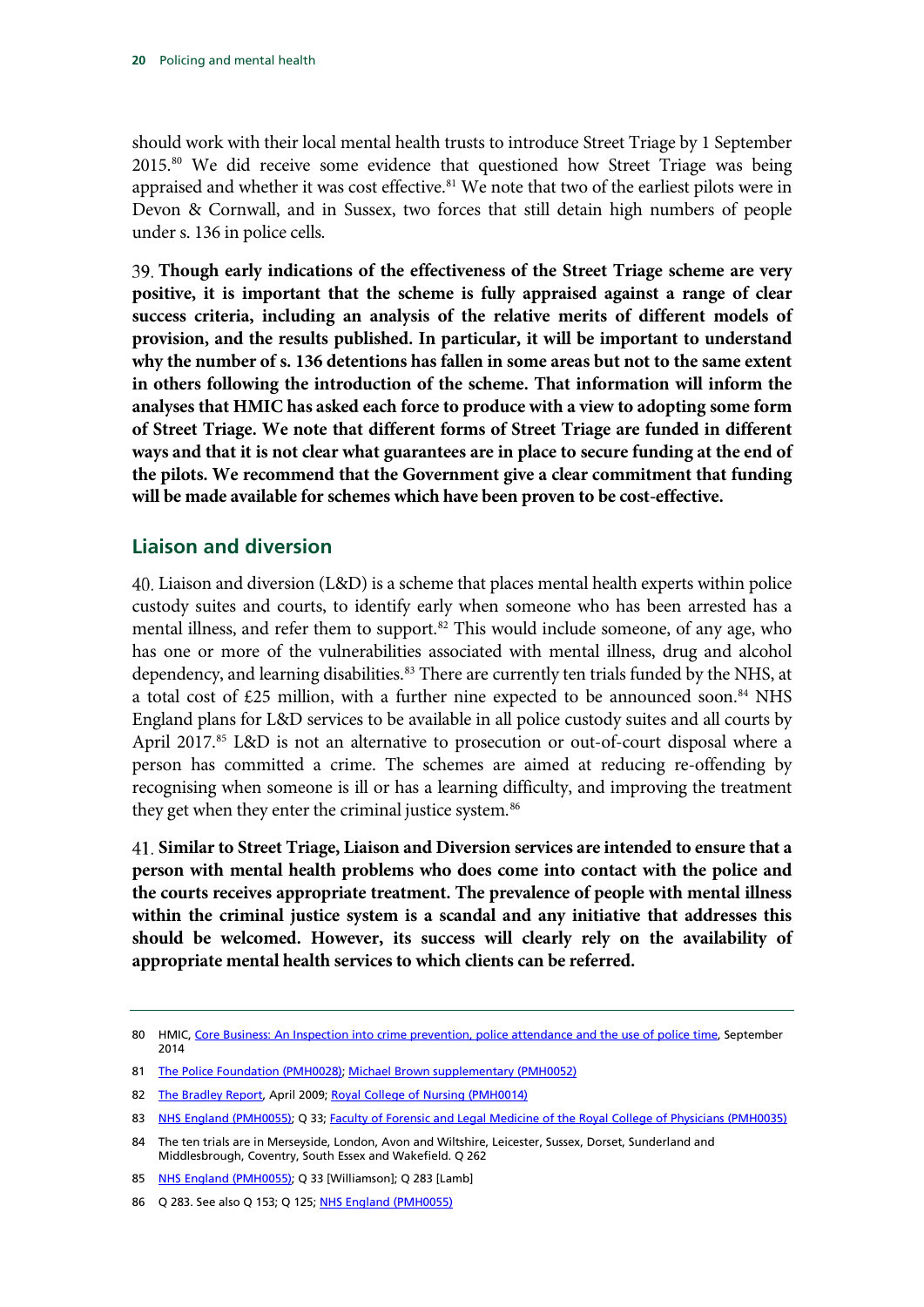should work with their local mental health trusts to introduce Street Triage by 1 September 2015.[80] We did receive some evidence that questioned how Street Triage was being appraised and whether it was cost effective.[81] We note that two of the earliest pilots were in Devon & Cornwall, and in Sussex, two forces that still detain high numbers of people under s. 136 in police cells.

39. **Though early indications of the effectiveness of the Street Triage scheme are very positive, it is important that the scheme is fully appraised against a range of clear success criteria, including an analysis of the relative merits of different models of provision, and the results published. In particular, it will be important to understand why the number of s. 136 detentions has fallen in some areas but not to the same extent in others following the introduction of the scheme. That information will inform the analyses that HMIC has asked each force to produce with a view to adopting some form of Street Triage. We note that different forms of Street Triage are funded in different ways and that it is not clear what guarantees are in place to secure funding at the end of the pilots. We recommend that the Government give a clear commitment that funding will be made available for schemes which have been proven to be cost-effective.**

## Liaison and diversion

40. Liaison and diversion (L&D) is a scheme that places mental health experts within police custody suites and courts, to identify early when someone who has been arrested has a mental illness, and refer them to support.[82] This would include someone, of any age, who has one or more of the vulnerabilities associated with mental illness, drug and alcohol dependency, and learning disabilities.[83] There are currently ten trials funded by the NHS, at a total cost of £25 million, with a further nine expected to be announced soon.[84] NHS England plans for L&D services to be available in all police custody suites and all courts by April 2017.[85] L&D is not an alternative to prosecution or out-of-court disposal where a person has committed a crime. The schemes are aimed at reducing re-offending by recognising when someone is ill or has a learning difficulty, and improving the treatment they get when they enter the criminal justice system.[86]

41. **Similar to Street Triage, Liaison and Diversion services are intended to ensure that a person with mental health problems who does come into contact with the police and the courts receives appropriate treatment. The prevalence of people with mental illness within the criminal justice system is a scandal and any initiative that addresses this should be welcomed. However, its success will clearly rely on the availability of appropriate mental health services to which clients can be referred.**

---

80 HMIC, Core Business: An Inspection into crime prevention, police attendance and the use of police time, September 2014

81 The Police Foundation (PMH0028); Michael Brown supplementary (PMH0052)

82 The Bradley Report, April 2009; Royal College of Nursing (PMH0014)

83 NHS England (PMH0055); Q 33; Faculty of Forensic and Legal Medicine of the Royal College of Physicians (PMH0035)

84 The ten trials are in Merseyside, London, Avon and Wiltshire, Leicester, Sussex, Dorset, Sunderland and Middlesbrough, Coventry, South Essex and Wakefield. Q 262

85 NHS England (PMH0055); Q 33 [Williamson]; Q 283 [Lamb]

86 Q 283. See also Q 153; Q 125; NHS England (PMH0055)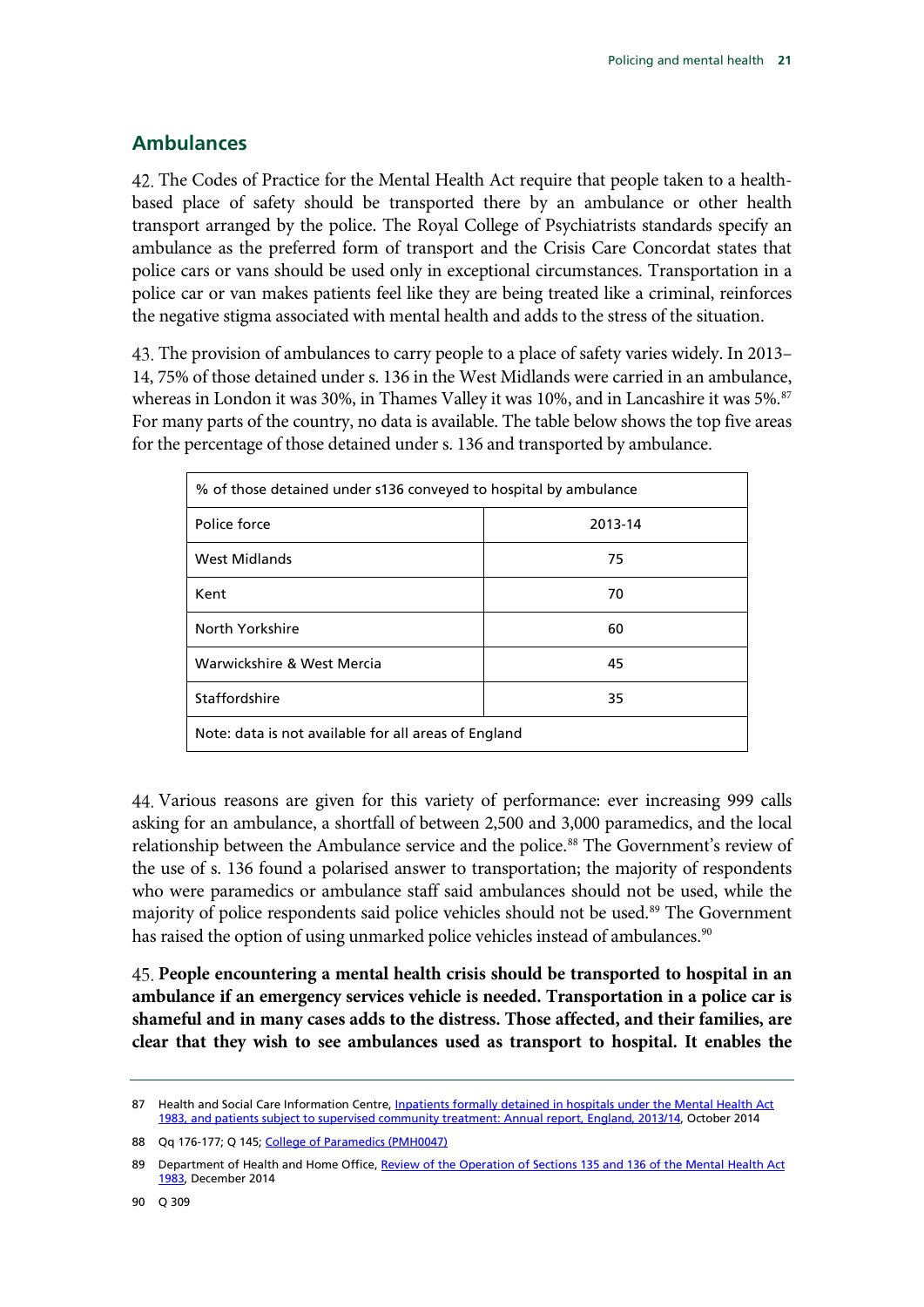## Ambulances

42. The Codes of Practice for the Mental Health Act require that people taken to a health-based place of safety should be transported there by an ambulance or other health transport arranged by the police. The Royal College of Psychiatrists standards specify an ambulance as the preferred form of transport and the Crisis Care Concordat states that police cars or vans should be used only in exceptional circumstances. Transportation in a police car or van makes patients feel like they are being treated like a criminal, reinforces the negative stigma associated with mental health and adds to the stress of the situation.

43. The provision of ambulances to carry people to a place of safety varies widely. In 2013–14, 75% of those detained under s. 136 in the West Midlands were carried in an ambulance, whereas in London it was 30%, in Thames Valley it was 10%, and in Lancashire it was 5%.[87] For many parts of the country, no data is available. The table below shows the top five areas for the percentage of those detained under s. 136 and transported by ambulance.

| % of those detained under s136 conveyed to hospital by ambulance | |
|---|---|
| Police force | 2013-14 |
| West Midlands | 75 |
| Kent | 70 |
| North Yorkshire | 60 |
| Warwickshire & West Mercia | 45 |
| Staffordshire | 35 |
| Note: data is not available for all areas of England | |

44. Various reasons are given for this variety of performance: ever increasing 999 calls asking for an ambulance, a shortfall of between 2,500 and 3,000 paramedics, and the local relationship between the Ambulance service and the police.[88] The Government's review of the use of s. 136 found a polarised answer to transportation; the majority of respondents who were paramedics or ambulance staff said ambulances should not be used, while the majority of police respondents said police vehicles should not be used.[89] The Government has raised the option of using unmarked police vehicles instead of ambulances.[90]

45. **People encountering a mental health crisis should be transported to hospital in an ambulance if an emergency services vehicle is needed. Transportation in a police car is shameful and in many cases adds to the distress. Those affected, and their families, are clear that they wish to see ambulances used as transport to hospital. It enables the**

---

87 Health and Social Care Information Centre, Inpatients formally detained in hospitals under the Mental Health Act 1983, and patients subject to supervised community treatment: Annual report, England, 2013/14, October 2014

88 Qq 176-177; Q 145; College of Paramedics (PMH0047)

89 Department of Health and Home Office, Review of the Operation of Sections 135 and 136 of the Mental Health Act 1983, December 2014

90 Q 309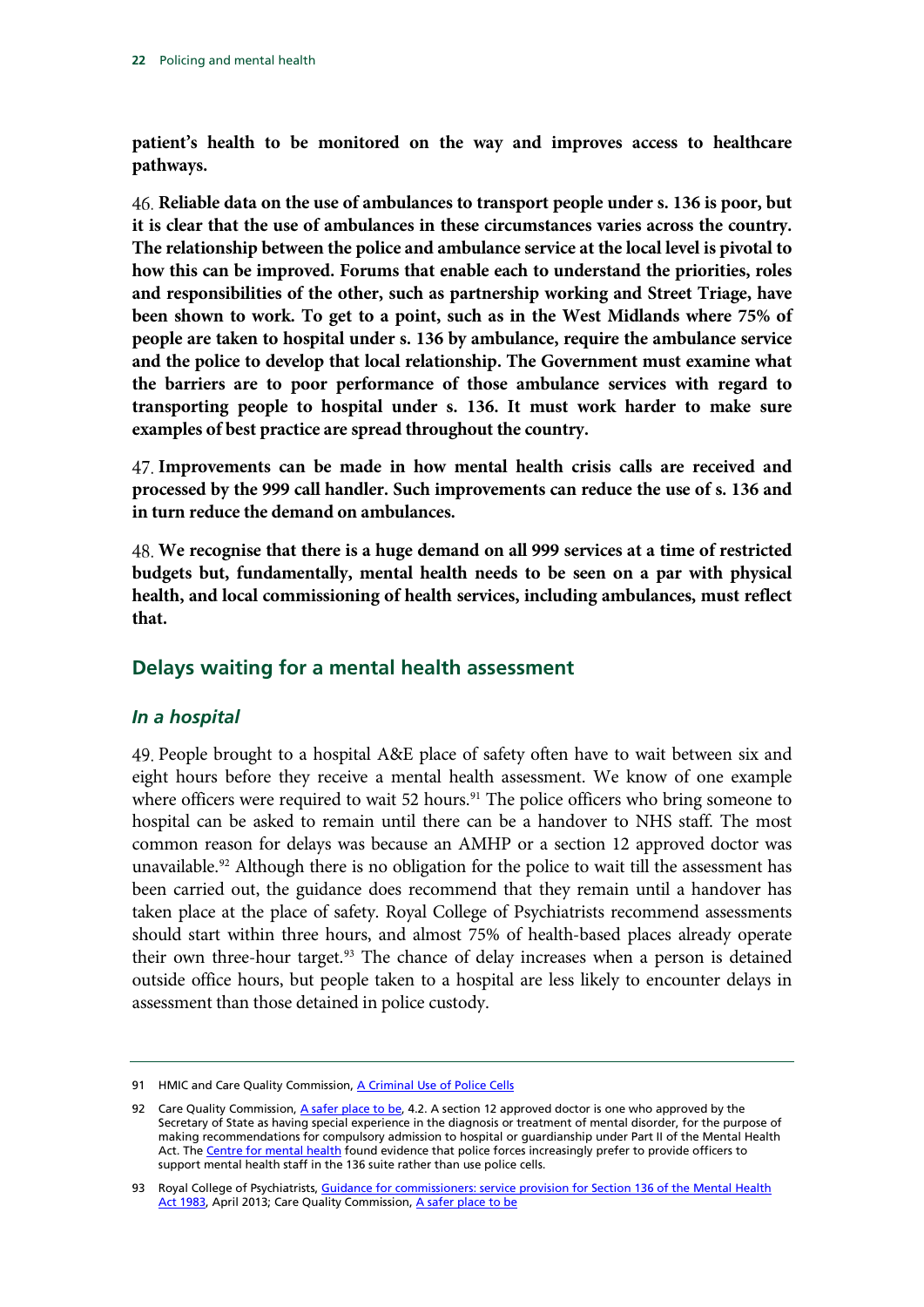**patient's health to be monitored on the way and improves access to healthcare pathways.**

46. **Reliable data on the use of ambulances to transport people under s. 136 is poor, but it is clear that the use of ambulances in these circumstances varies across the country. The relationship between the police and ambulance service at the local level is pivotal to how this can be improved. Forums that enable each to understand the priorities, roles and responsibilities of the other, such as partnership working and Street Triage, have been shown to work. To get to a point, such as in the West Midlands where 75% of people are taken to hospital under s. 136 by ambulance, require the ambulance service and the police to develop that local relationship. The Government must examine what the barriers are to poor performance of those ambulance services with regard to transporting people to hospital under s. 136. It must work harder to make sure examples of best practice are spread throughout the country.**

47. **Improvements can be made in how mental health crisis calls are received and processed by the 999 call handler. Such improvements can reduce the use of s. 136 and in turn reduce the demand on ambulances.**

48. **We recognise that there is a huge demand on all 999 services at a time of restricted budgets but, fundamentally, mental health needs to be seen on a par with physical health, and local commissioning of health services, including ambulances, must reflect that.**

## Delays waiting for a mental health assessment

### *In a hospital*

49. People brought to a hospital A&E place of safety often have to wait between six and eight hours before they receive a mental health assessment. We know of one example where officers were required to wait 52 hours.[91] The police officers who bring someone to hospital can be asked to remain until there can be a handover to NHS staff. The most common reason for delays was because an AMHP or a section 12 approved doctor was unavailable.[92] Although there is no obligation for the police to wait till the assessment has been carried out, the guidance does recommend that they remain until a handover has taken place at the place of safety. Royal College of Psychiatrists recommend assessments should start within three hours, and almost 75% of health-based places already operate their own three-hour target.[93] The chance of delay increases when a person is detained outside office hours, but people taken to a hospital are less likely to encounter delays in assessment than those detained in police custody.

---

91 HMIC and Care Quality Commission, A Criminal Use of Police Cells

92 Care Quality Commission, A safer place to be, 4.2. A section 12 approved doctor is one who approved by the Secretary of State as having special experience in the diagnosis or treatment of mental disorder, for the purpose of making recommendations for compulsory admission to hospital or guardianship under Part II of the Mental Health Act. The Centre for mental health found evidence that police forces increasingly prefer to provide officers to support mental health staff in the 136 suite rather than use police cells.

93 Royal College of Psychiatrists, Guidance for commissioners: service provision for Section 136 of the Mental Health Act 1983, April 2013; Care Quality Commission, A safer place to be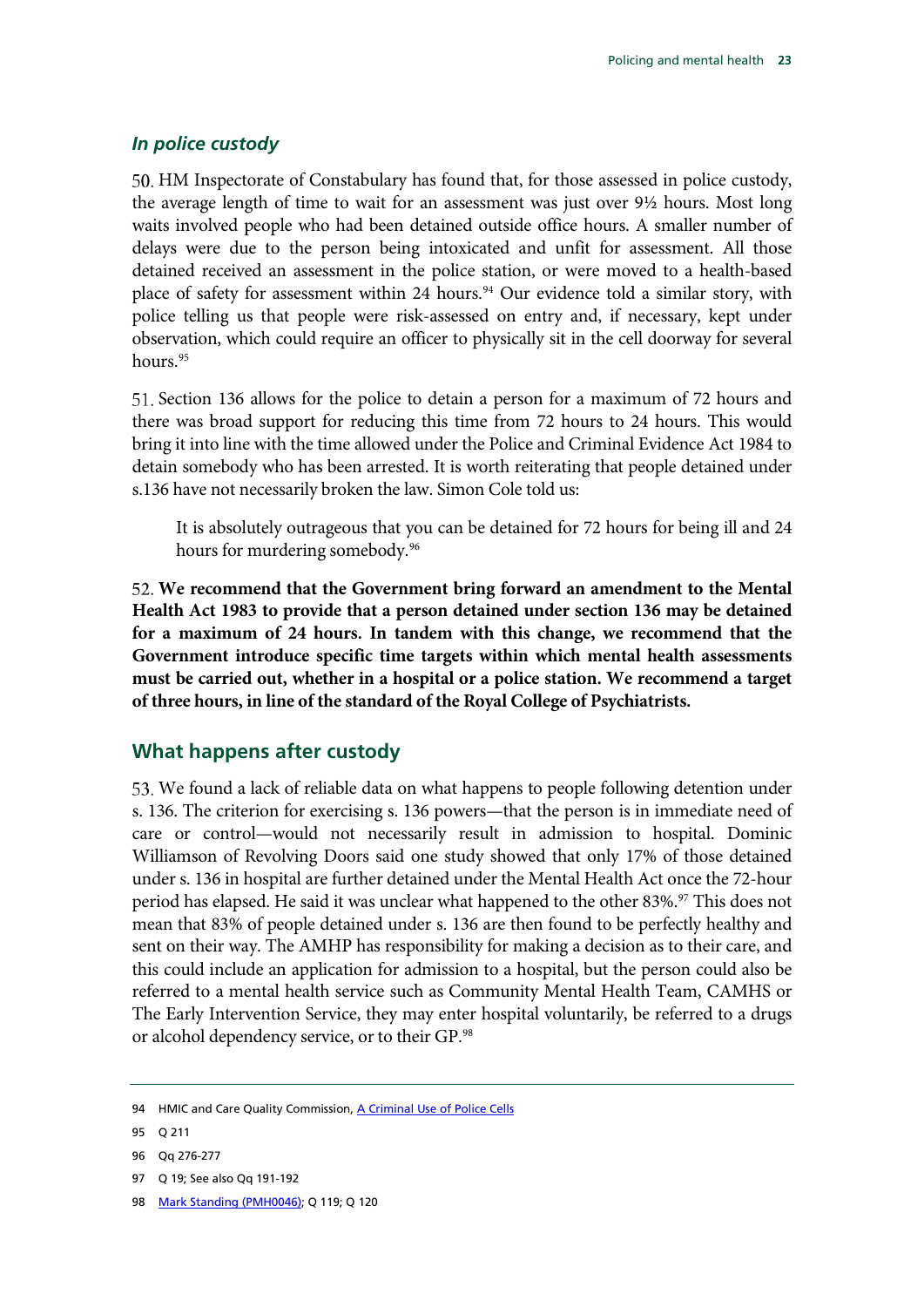### *In police custody*

50. HM Inspectorate of Constabulary has found that, for those assessed in police custody, the average length of time to wait for an assessment was just over 9½ hours. Most long waits involved people who had been detained outside office hours. A smaller number of delays were due to the person being intoxicated and unfit for assessment. All those detained received an assessment in the police station, or were moved to a health-based place of safety for assessment within 24 hours.[94] Our evidence told a similar story, with police telling us that people were risk-assessed on entry and, if necessary, kept under observation, which could require an officer to physically sit in the cell doorway for several hours.[95]

51. Section 136 allows for the police to detain a person for a maximum of 72 hours and there was broad support for reducing this time from 72 hours to 24 hours. This would bring it into line with the time allowed under the Police and Criminal Evidence Act 1984 to detain somebody who has been arrested. It is worth reiterating that people detained under s.136 have not necessarily broken the law. Simon Cole told us:

> It is absolutely outrageous that you can be detained for 72 hours for being ill and 24 hours for murdering somebody.[96]

52. **We recommend that the Government bring forward an amendment to the Mental Health Act 1983 to provide that a person detained under section 136 may be detained for a maximum of 24 hours. In tandem with this change, we recommend that the Government introduce specific time targets within which mental health assessments must be carried out, whether in a hospital or a police station. We recommend a target of three hours, in line of the standard of the Royal College of Psychiatrists.**

## What happens after custody

53. We found a lack of reliable data on what happens to people following detention under s. 136. The criterion for exercising s. 136 powers—that the person is in immediate need of care or control—would not necessarily result in admission to hospital. Dominic Williamson of Revolving Doors said one study showed that only 17% of those detained under s. 136 in hospital are further detained under the Mental Health Act once the 72-hour period has elapsed. He said it was unclear what happened to the other 83%.[97] This does not mean that 83% of people detained under s. 136 are then found to be perfectly healthy and sent on their way. The AMHP has responsibility for making a decision as to their care, and this could include an application for admission to a hospital, but the person could also be referred to a mental health service such as Community Mental Health Team, CAMHS or The Early Intervention Service, they may enter hospital voluntarily, be referred to a drugs or alcohol dependency service, or to their GP.[98]

---

94 HMIC and Care Quality Commission, A Criminal Use of Police Cells

95 Q 211

96 Qq 276-277

97 Q 19; See also Qq 191-192

98 Mark Standing (PMH0046); Q 119; Q 120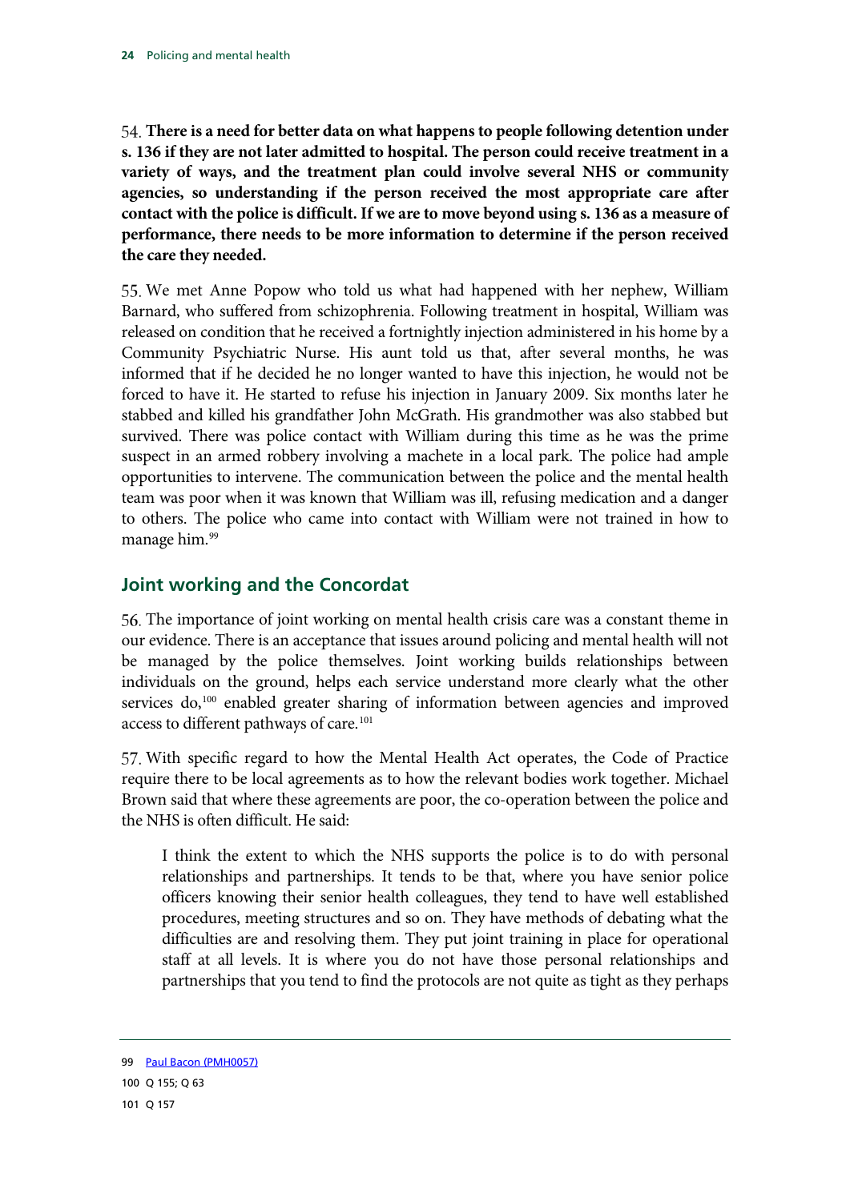54. **There is a need for better data on what happens to people following detention under s. 136 if they are not later admitted to hospital. The person could receive treatment in a variety of ways, and the treatment plan could involve several NHS or community agencies, so understanding if the person received the most appropriate care after contact with the police is difficult. If we are to move beyond using s. 136 as a measure of performance, there needs to be more information to determine if the person received the care they needed.**

55. We met Anne Popow who told us what had happened with her nephew, William Barnard, who suffered from schizophrenia. Following treatment in hospital, William was released on condition that he received a fortnightly injection administered in his home by a Community Psychiatric Nurse. His aunt told us that, after several months, he was informed that if he decided he no longer wanted to have this injection, he would not be forced to have it. He started to refuse his injection in January 2009. Six months later he stabbed and killed his grandfather John McGrath. His grandmother was also stabbed but survived. There was police contact with William during this time as he was the prime suspect in an armed robbery involving a machete in a local park. The police had ample opportunities to intervene. The communication between the police and the mental health team was poor when it was known that William was ill, refusing medication and a danger to others. The police who came into contact with William were not trained in how to manage him.[99]

## Joint working and the Concordat

56. The importance of joint working on mental health crisis care was a constant theme in our evidence. There is an acceptance that issues around policing and mental health will not be managed by the police themselves. Joint working builds relationships between individuals on the ground, helps each service understand more clearly what the other services do,[100] enabled greater sharing of information between agencies and improved access to different pathways of care.[101]

57. With specific regard to how the Mental Health Act operates, the Code of Practice require there to be local agreements as to how the relevant bodies work together. Michael Brown said that where these agreements are poor, the co-operation between the police and the NHS is often difficult. He said:

> I think the extent to which the NHS supports the police is to do with personal relationships and partnerships. It tends to be that, where you have senior police officers knowing their senior health colleagues, they tend to have well established procedures, meeting structures and so on. They have methods of debating what the difficulties are and resolving them. They put joint training in place for operational staff at all levels. It is where you do not have those personal relationships and partnerships that you tend to find the protocols are not quite as tight as they perhaps

---

99 Paul Bacon (PMH0057)

100 Q 155; Q 63

101 Q 157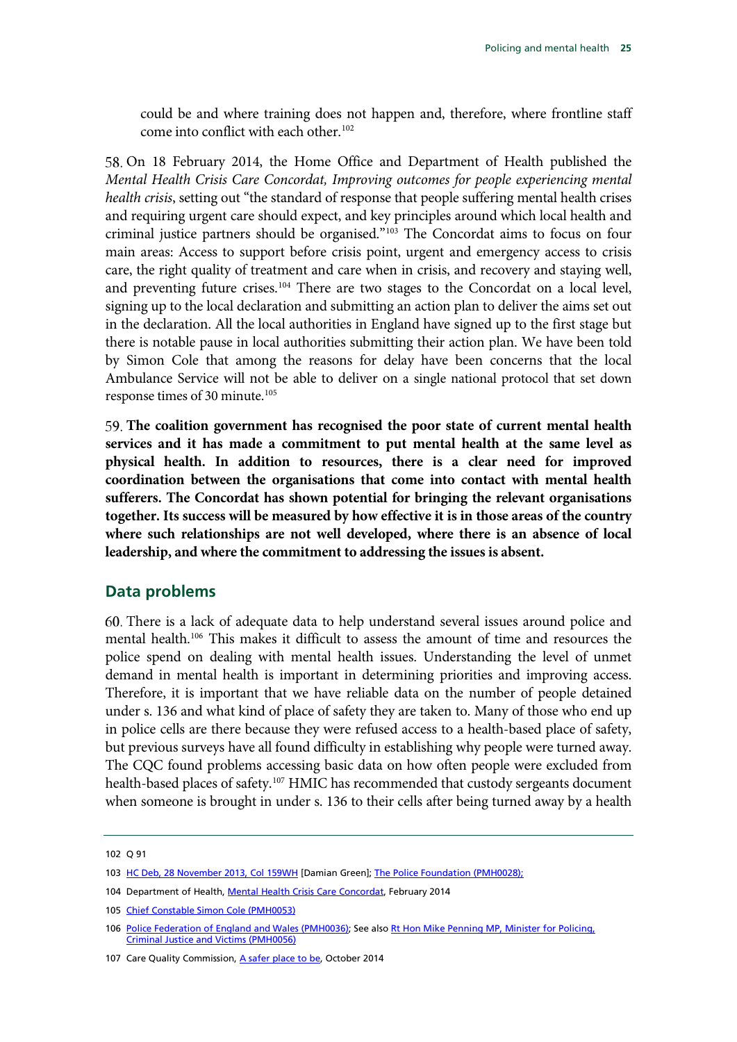could be and where training does not happen and, therefore, where frontline staff come into conflict with each other.[102]

58. On 18 February 2014, the Home Office and Department of Health published the *Mental Health Crisis Care Concordat, Improving outcomes for people experiencing mental health crisis*, setting out "the standard of response that people suffering mental health crises and requiring urgent care should expect, and key principles around which local health and criminal justice partners should be organised."[103] The Concordat aims to focus on four main areas: Access to support before crisis point, urgent and emergency access to crisis care, the right quality of treatment and care when in crisis, and recovery and staying well, and preventing future crises.[104] There are two stages to the Concordat on a local level, signing up to the local declaration and submitting an action plan to deliver the aims set out in the declaration. All the local authorities in England have signed up to the first stage but there is notable pause in local authorities submitting their action plan. We have been told by Simon Cole that among the reasons for delay have been concerns that the local Ambulance Service will not be able to deliver on a single national protocol that set down response times of 30 minute.[105]

59. **The coalition government has recognised the poor state of current mental health services and it has made a commitment to put mental health at the same level as physical health. In addition to resources, there is a clear need for improved coordination between the organisations that come into contact with mental health sufferers. The Concordat has shown potential for bringing the relevant organisations together. Its success will be measured by how effective it is in those areas of the country where such relationships are not well developed, where there is an absence of local leadership, and where the commitment to addressing the issues is absent.**

## Data problems

60. There is a lack of adequate data to help understand several issues around police and mental health.[106] This makes it difficult to assess the amount of time and resources the police spend on dealing with mental health issues. Understanding the level of unmet demand in mental health is important in determining priorities and improving access. Therefore, it is important that we have reliable data on the number of people detained under s. 136 and what kind of place of safety they are taken to. Many of those who end up in police cells are there because they were refused access to a health-based place of safety, but previous surveys have all found difficulty in establishing why people were turned away. The CQC found problems accessing basic data on how often people were excluded from health-based places of safety.[107] HMIC has recommended that custody sergeants document when someone is brought in under s. 136 to their cells after being turned away by a health

---

102 Q 91

103 HC Deb, 28 November 2013, Col 159WH [Damian Green]; The Police Foundation (PMH0028);

104 Department of Health, Mental Health Crisis Care Concordat, February 2014

105 Chief Constable Simon Cole (PMH0053)

106 Police Federation of England and Wales (PMH0036); See also Rt Hon Mike Penning MP, Minister for Policing, Criminal Justice and Victims (PMH0056)

107 Care Quality Commission, A safer place to be, October 2014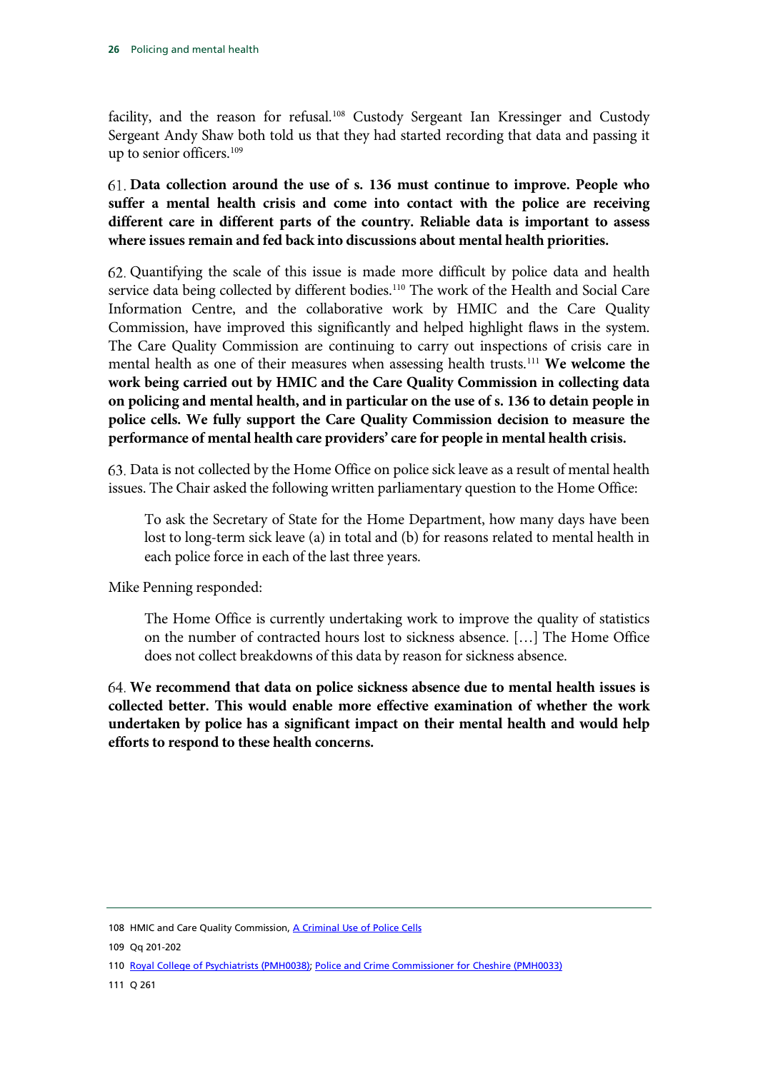facility, and the reason for refusal.[108] Custody Sergeant Ian Kressinger and Custody Sergeant Andy Shaw both told us that they had started recording that data and passing it up to senior officers.[109]

61. **Data collection around the use of s. 136 must continue to improve. People who suffer a mental health crisis and come into contact with the police are receiving different care in different parts of the country. Reliable data is important to assess where issues remain and fed back into discussions about mental health priorities.**

62. Quantifying the scale of this issue is made more difficult by police data and health service data being collected by different bodies.[110] The work of the Health and Social Care Information Centre, and the collaborative work by HMIC and the Care Quality Commission, have improved this significantly and helped highlight flaws in the system. The Care Quality Commission are continuing to carry out inspections of crisis care in mental health as one of their measures when assessing health trusts.[111] **We welcome the work being carried out by HMIC and the Care Quality Commission in collecting data on policing and mental health, and in particular on the use of s. 136 to detain people in police cells. We fully support the Care Quality Commission decision to measure the performance of mental health care providers' care for people in mental health crisis.**

63. Data is not collected by the Home Office on police sick leave as a result of mental health issues. The Chair asked the following written parliamentary question to the Home Office:

> To ask the Secretary of State for the Home Department, how many days have been lost to long-term sick leave (a) in total and (b) for reasons related to mental health in each police force in each of the last three years.

Mike Penning responded:

> The Home Office is currently undertaking work to improve the quality of statistics on the number of contracted hours lost to sickness absence. […] The Home Office does not collect breakdowns of this data by reason for sickness absence.

64. **We recommend that data on police sickness absence due to mental health issues is collected better. This would enable more effective examination of whether the work undertaken by police has a significant impact on their mental health and would help efforts to respond to these health concerns.**

---

108 HMIC and Care Quality Commission, A Criminal Use of Police Cells

109 Qq 201-202

110 Royal College of Psychiatrists (PMH0038); Police and Crime Commissioner for Cheshire (PMH0033)

111 Q 261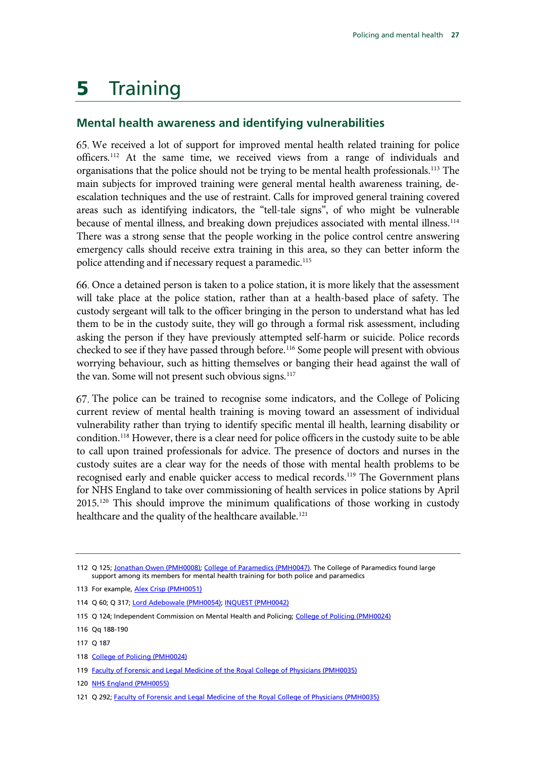# 5 Training

## Mental health awareness and identifying vulnerabilities

65. We received a lot of support for improved mental health related training for police officers.[112] At the same time, we received views from a range of individuals and organisations that the police should not be trying to be mental health professionals.[113] The main subjects for improved training were general mental health awareness training, de-escalation techniques and the use of restraint. Calls for improved general training covered areas such as identifying indicators, the "tell-tale signs", of who might be vulnerable because of mental illness, and breaking down prejudices associated with mental illness.[114] There was a strong sense that the people working in the police control centre answering emergency calls should receive extra training in this area, so they can better inform the police attending and if necessary request a paramedic.[115]

66. Once a detained person is taken to a police station, it is more likely that the assessment will take place at the police station, rather than at a health-based place of safety. The custody sergeant will talk to the officer bringing in the person to understand what has led them to be in the custody suite, they will go through a formal risk assessment, including asking the person if they have previously attempted self-harm or suicide. Police records checked to see if they have passed through before.[116] Some people will present with obvious worrying behaviour, such as hitting themselves or banging their head against the wall of the van. Some will not present such obvious signs.[117]

67. The police can be trained to recognise some indicators, and the College of Policing current review of mental health training is moving toward an assessment of individual vulnerability rather than trying to identify specific mental ill health, learning disability or condition.[118] However, there is a clear need for police officers in the custody suite to be able to call upon trained professionals for advice. The presence of doctors and nurses in the custody suites are a clear way for the needs of those with mental health problems to be recognised early and enable quicker access to medical records.[119] The Government plans for NHS England to take over commissioning of health services in police stations by April 2015.[120] This should improve the minimum qualifications of those working in custody healthcare and the quality of the healthcare available.[121]

---

112 Q 125; Jonathan Owen (PMH0008); College of Paramedics (PMH0047). The College of Paramedics found large support among its members for mental health training for both police and paramedics

113 For example, Alex Crisp (PMH0051)

114 Q 60; Q 317; Lord Adebowale (PMH0054); INQUEST (PMH0042)

115 Q 124; Independent Commission on Mental Health and Policing; College of Policing (PMH0024)

116 Qq 188-190

117 Q 187

118 College of Policing (PMH0024)

119 Faculty of Forensic and Legal Medicine of the Royal College of Physicians (PMH0035)

120 NHS England (PMH0055)

121 Q 292; Faculty of Forensic and Legal Medicine of the Royal College of Physicians (PMH0035)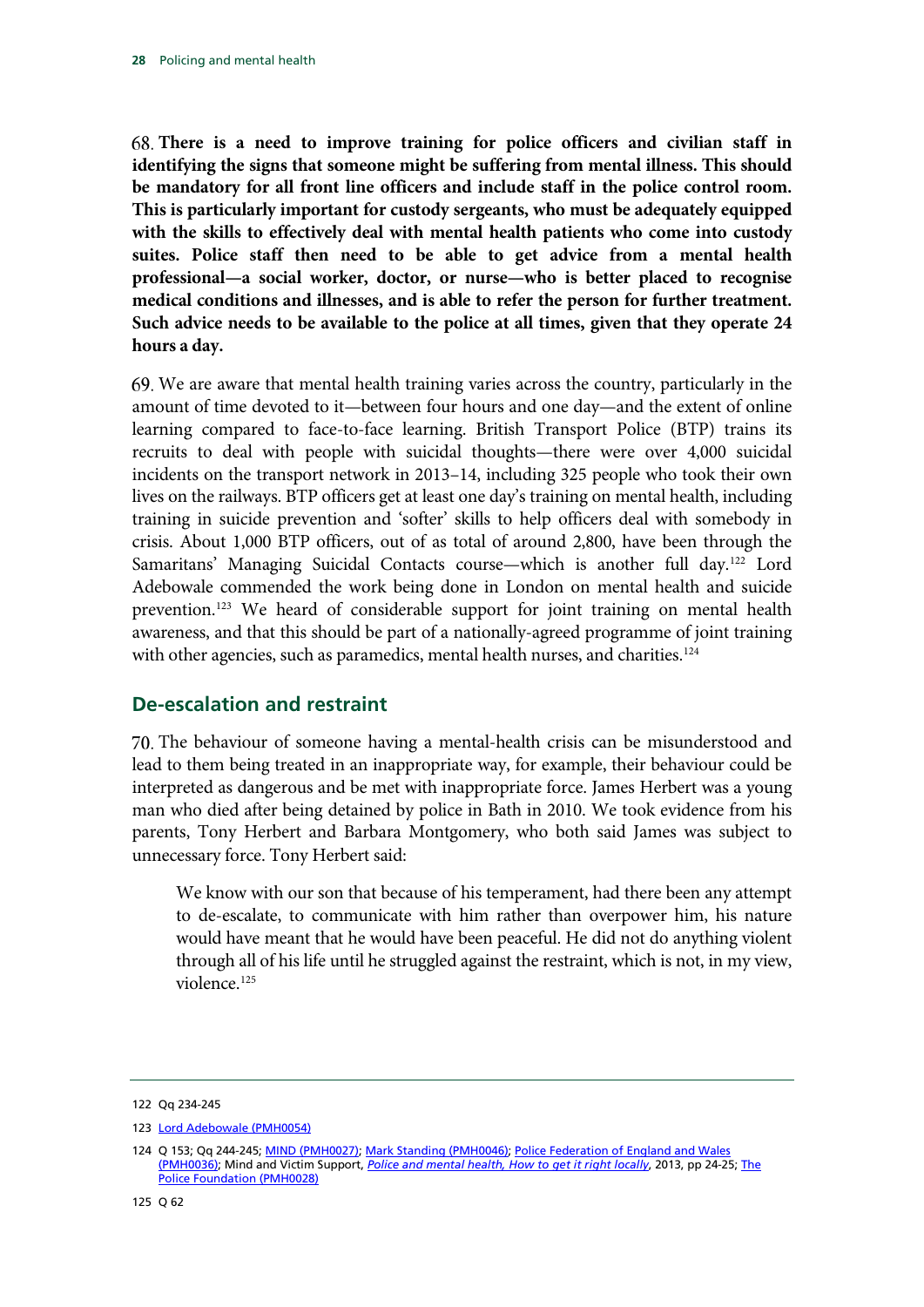68. **There is a need to improve training for police officers and civilian staff in identifying the signs that someone might be suffering from mental illness. This should be mandatory for all front line officers and include staff in the police control room. This is particularly important for custody sergeants, who must be adequately equipped with the skills to effectively deal with mental health patients who come into custody suites. Police staff then need to be able to get advice from a mental health professional—a social worker, doctor, or nurse—who is better placed to recognise medical conditions and illnesses, and is able to refer the person for further treatment. Such advice needs to be available to the police at all times, given that they operate 24 hours a day.**

69. We are aware that mental health training varies across the country, particularly in the amount of time devoted to it—between four hours and one day—and the extent of online learning compared to face-to-face learning. British Transport Police (BTP) trains its recruits to deal with people with suicidal thoughts—there were over 4,000 suicidal incidents on the transport network in 2013–14, including 325 people who took their own lives on the railways. BTP officers get at least one day's training on mental health, including training in suicide prevention and 'softer' skills to help officers deal with somebody in crisis. About 1,000 BTP officers, out of as total of around 2,800, have been through the Samaritans' Managing Suicidal Contacts course—which is another full day.[122] Lord Adebowale commended the work being done in London on mental health and suicide prevention.[123] We heard of considerable support for joint training on mental health awareness, and that this should be part of a nationally-agreed programme of joint training with other agencies, such as paramedics, mental health nurses, and charities.[124]

## De-escalation and restraint

70. The behaviour of someone having a mental-health crisis can be misunderstood and lead to them being treated in an inappropriate way, for example, their behaviour could be interpreted as dangerous and be met with inappropriate force. James Herbert was a young man who died after being detained by police in Bath in 2010. We took evidence from his parents, Tony Herbert and Barbara Montgomery, who both said James was subject to unnecessary force. Tony Herbert said:

> We know with our son that because of his temperament, had there been any attempt to de-escalate, to communicate with him rather than overpower him, his nature would have meant that he would have been peaceful. He did not do anything violent through all of his life until he struggled against the restraint, which is not, in my view, violence.[125]

---

122 Qq 234-245

123 Lord Adebowale (PMH0054)

124 Q 153; Qq 244-245; MIND (PMH0027); Mark Standing (PMH0046); Police Federation of England and Wales (PMH0036); Mind and Victim Support, *Police and mental health, How to get it right locally*, 2013, pp 24-25; The Police Foundation (PMH0028)

125 Q 62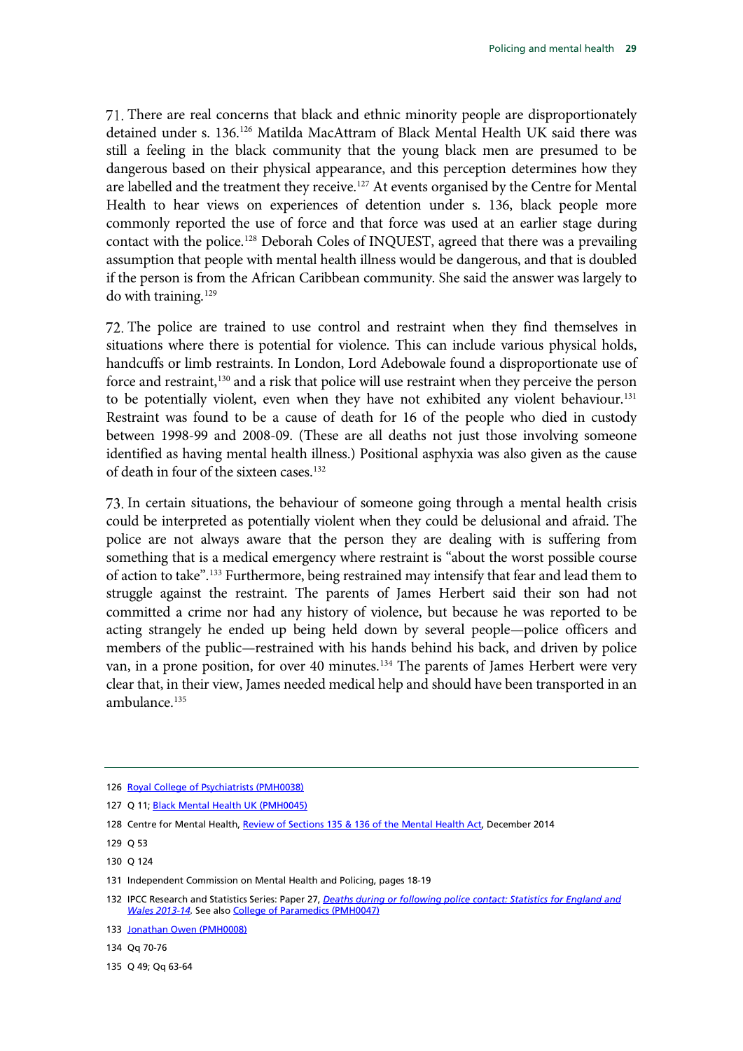71. There are real concerns that black and ethnic minority people are disproportionately detained under s. 136.[126] Matilda MacAttram of Black Mental Health UK said there was still a feeling in the black community that the young black men are presumed to be dangerous based on their physical appearance, and this perception determines how they are labelled and the treatment they receive.[127] At events organised by the Centre for Mental Health to hear views on experiences of detention under s. 136, black people more commonly reported the use of force and that force was used at an earlier stage during contact with the police.[128] Deborah Coles of INQUEST, agreed that there was a prevailing assumption that people with mental health illness would be dangerous, and that is doubled if the person is from the African Caribbean community. She said the answer was largely to do with training.[129]

72. The police are trained to use control and restraint when they find themselves in situations where there is potential for violence. This can include various physical holds, handcuffs or limb restraints. In London, Lord Adebowale found a disproportionate use of force and restraint,[130] and a risk that police will use restraint when they perceive the person to be potentially violent, even when they have not exhibited any violent behaviour.[131] Restraint was found to be a cause of death for 16 of the people who died in custody between 1998-99 and 2008-09. (These are all deaths not just those involving someone identified as having mental health illness.) Positional asphyxia was also given as the cause of death in four of the sixteen cases.[132]

73. In certain situations, the behaviour of someone going through a mental health crisis could be interpreted as potentially violent when they could be delusional and afraid. The police are not always aware that the person they are dealing with is suffering from something that is a medical emergency where restraint is "about the worst possible course of action to take".[133] Furthermore, being restrained may intensify that fear and lead them to struggle against the restraint. The parents of James Herbert said their son had not committed a crime nor had any history of violence, but because he was reported to be acting strangely he ended up being held down by several people—police officers and members of the public—restrained with his hands behind his back, and driven by police van, in a prone position, for over 40 minutes.[134] The parents of James Herbert were very clear that, in their view, James needed medical help and should have been transported in an ambulance.[135]

---

126 Royal College of Psychiatrists (PMH0038)

127 Q 11; Black Mental Health UK (PMH0045)

128 Centre for Mental Health, Review of Sections 135 & 136 of the Mental Health Act, December 2014

129 Q 53

130 Q 124

131 Independent Commission on Mental Health and Policing, pages 18-19

132 IPCC Research and Statistics Series: Paper 27, *Deaths during or following police contact: Statistics for England and Wales 2013-14.* See also College of Paramedics (PMH0047)

133 Jonathan Owen (PMH0008)

134 Qq 70-76

135 Q 49; Qq 63-64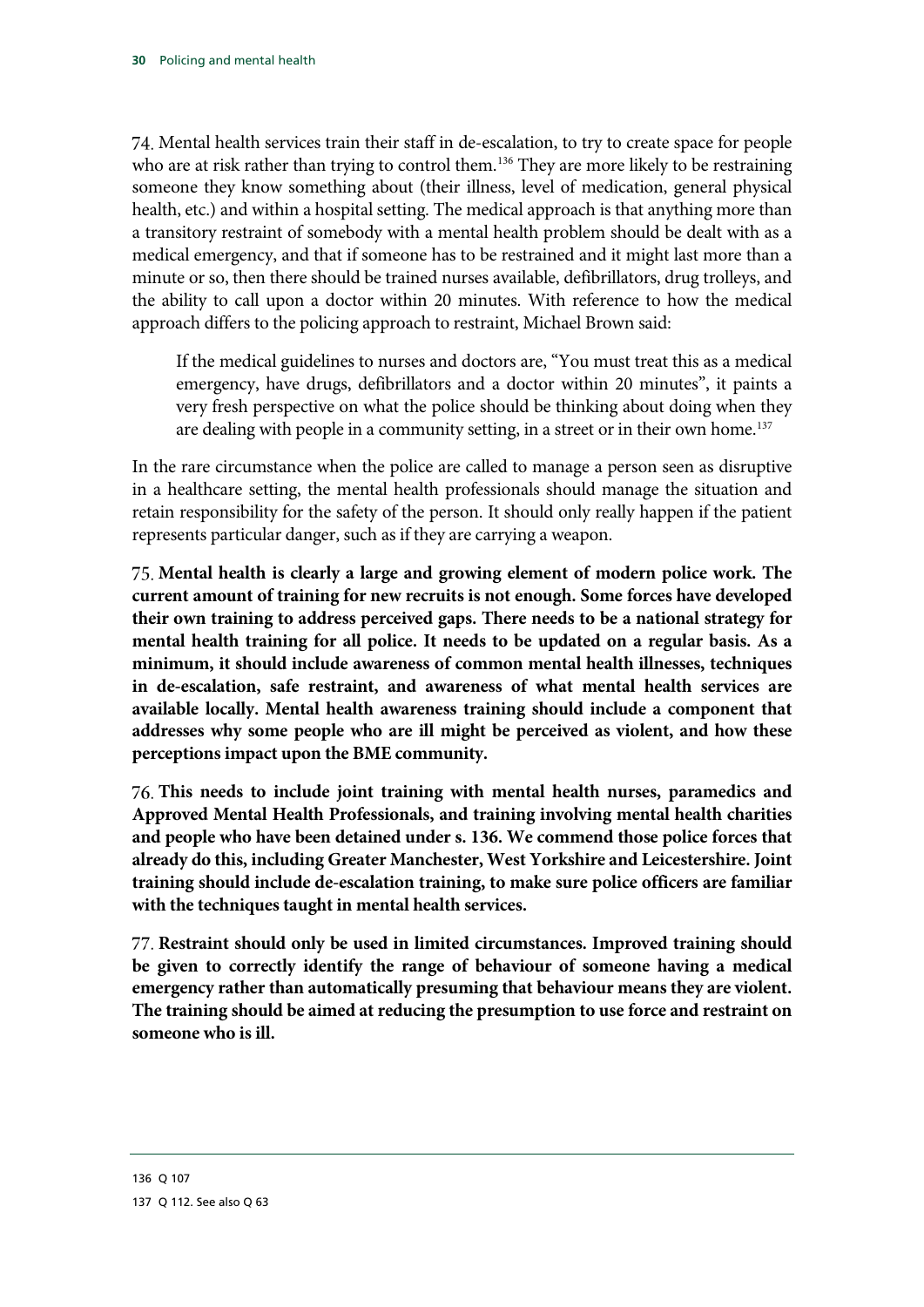74. Mental health services train their staff in de-escalation, to try to create space for people who are at risk rather than trying to control them.[136] They are more likely to be restraining someone they know something about (their illness, level of medication, general physical health, etc.) and within a hospital setting. The medical approach is that anything more than a transitory restraint of somebody with a mental health problem should be dealt with as a medical emergency, and that if someone has to be restrained and it might last more than a minute or so, then there should be trained nurses available, defibrillators, drug trolleys, and the ability to call upon a doctor within 20 minutes. With reference to how the medical approach differs to the policing approach to restraint, Michael Brown said:

> If the medical guidelines to nurses and doctors are, "You must treat this as a medical emergency, have drugs, defibrillators and a doctor within 20 minutes", it paints a very fresh perspective on what the police should be thinking about doing when they are dealing with people in a community setting, in a street or in their own home.[137]

In the rare circumstance when the police are called to manage a person seen as disruptive in a healthcare setting, the mental health professionals should manage the situation and retain responsibility for the safety of the person. It should only really happen if the patient represents particular danger, such as if they are carrying a weapon.

75. **Mental health is clearly a large and growing element of modern police work. The current amount of training for new recruits is not enough. Some forces have developed their own training to address perceived gaps. There needs to be a national strategy for mental health training for all police. It needs to be updated on a regular basis. As a minimum, it should include awareness of common mental health illnesses, techniques in de-escalation, safe restraint, and awareness of what mental health services are available locally. Mental health awareness training should include a component that addresses why some people who are ill might be perceived as violent, and how these perceptions impact upon the BME community.**

76. **This needs to include joint training with mental health nurses, paramedics and Approved Mental Health Professionals, and training involving mental health charities and people who have been detained under s. 136. We commend those police forces that already do this, including Greater Manchester, West Yorkshire and Leicestershire. Joint training should include de-escalation training, to make sure police officers are familiar with the techniques taught in mental health services.**

77. **Restraint should only be used in limited circumstances. Improved training should be given to correctly identify the range of behaviour of someone having a medical emergency rather than automatically presuming that behaviour means they are violent. The training should be aimed at reducing the presumption to use force and restraint on someone who is ill.**

---

136 Q 107

137 Q 112. See also Q 63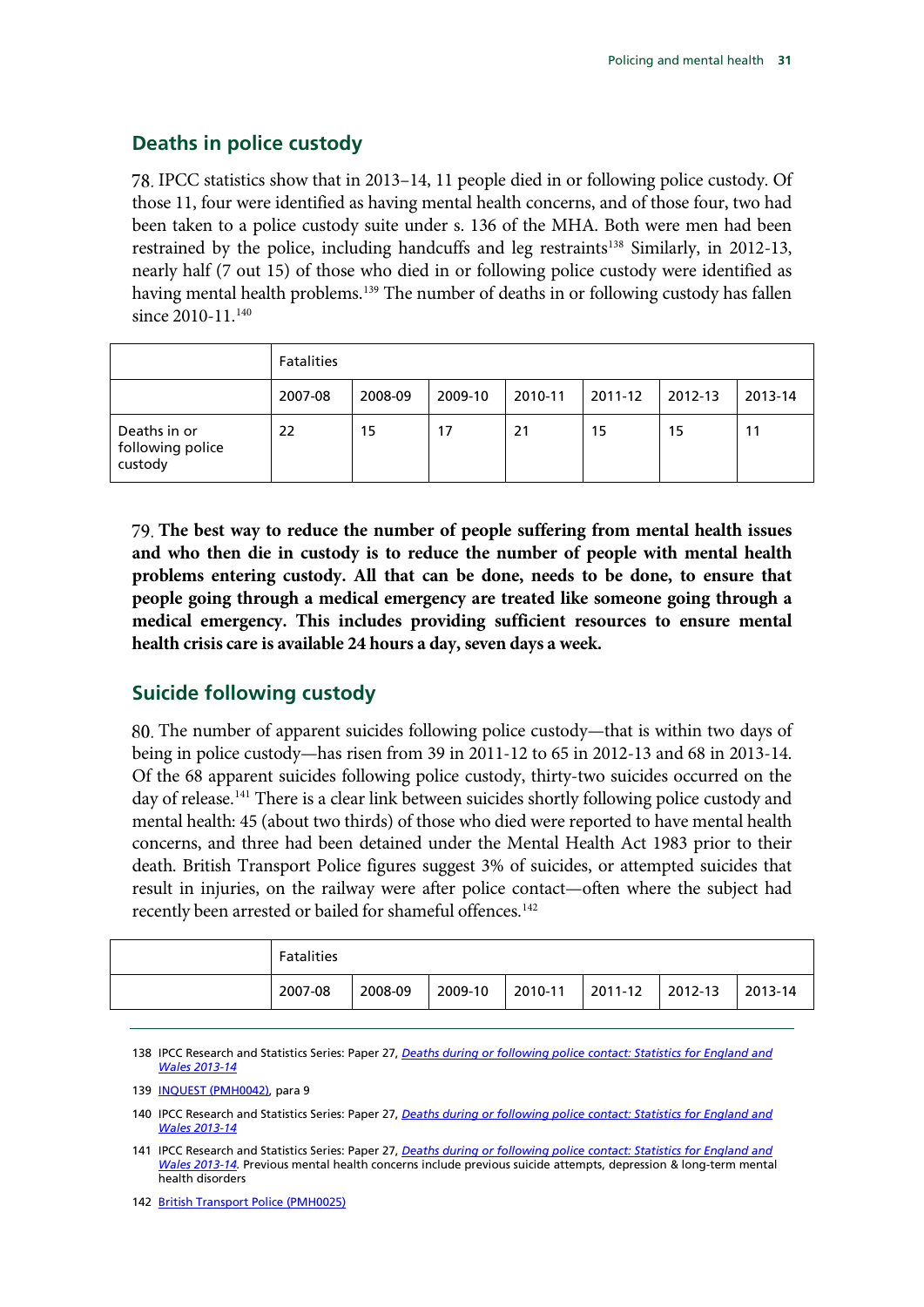## Deaths in police custody

78. IPCC statistics show that in 2013–14, 11 people died in or following police custody. Of those 11, four were identified as having mental health concerns, and of those four, two had been taken to a police custody suite under s. 136 of the MHA. Both were men had been restrained by the police, including handcuffs and leg restraints[138] Similarly, in 2012-13, nearly half (7 out 15) of those who died in or following police custody were identified as having mental health problems.[139] The number of deaths in or following custody has fallen since 2010-11.[140]

| | Fatalities | | | | | | |
|---|---|---|---|---|---|---|---|
| | 2007-08 | 2008-09 | 2009-10 | 2010-11 | 2011-12 | 2012-13 | 2013-14 |
| Deaths in or following police custody | 22 | 15 | 17 | 21 | 15 | 15 | 11 |

79. **The best way to reduce the number of people suffering from mental health issues and who then die in custody is to reduce the number of people with mental health problems entering custody. All that can be done, needs to be done, to ensure that people going through a medical emergency are treated like someone going through a medical emergency. This includes providing sufficient resources to ensure mental health crisis care is available 24 hours a day, seven days a week.**

## Suicide following custody

80. The number of apparent suicides following police custody—that is within two days of being in police custody—has risen from 39 in 2011-12 to 65 in 2012-13 and 68 in 2013-14. Of the 68 apparent suicides following police custody, thirty-two suicides occurred on the day of release.[141] There is a clear link between suicides shortly following police custody and mental health: 45 (about two thirds) of those who died were reported to have mental health concerns, and three had been detained under the Mental Health Act 1983 prior to their death. British Transport Police figures suggest 3% of suicides, or attempted suicides that result in injuries, on the railway were after police contact—often where the subject had recently been arrested or bailed for shameful offences.[142]

| | Fatalities | | | | | | |
|---|---|---|---|---|---|---|---|
| | 2007-08 | 2008-09 | 2009-10 | 2010-11 | 2011-12 | 2012-13 | 2013-14 |

138 IPCC Research and Statistics Series: Paper 27, *Deaths during or following police contact: Statistics for England and Wales 2013-14*

139 INQUEST (PMH0042), para 9

140 IPCC Research and Statistics Series: Paper 27, *Deaths during or following police contact: Statistics for England and Wales 2013-14*

141 IPCC Research and Statistics Series: Paper 27, *Deaths during or following police contact: Statistics for England and Wales 2013-14.* Previous mental health concerns include previous suicide attempts, depression & long-term mental health disorders

142 British Transport Police (PMH0025)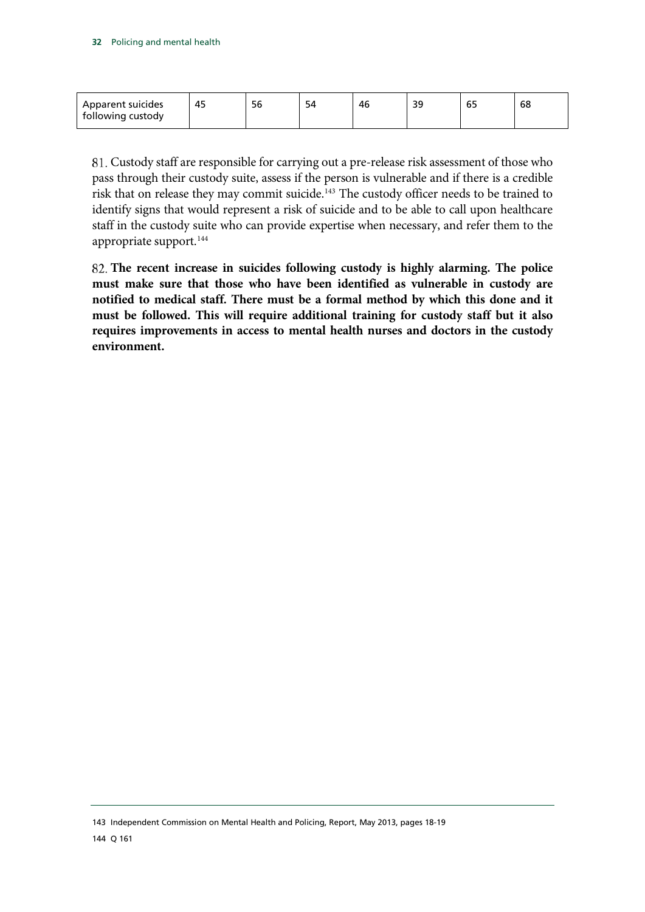| | | | | | | | |
|---|---|---|---|---|---|---|---|
| Apparent suicides following custody | 45 | 56 | 54 | 46 | 39 | 65 | 68 |

81. Custody staff are responsible for carrying out a pre-release risk assessment of those who pass through their custody suite, assess if the person is vulnerable and if there is a credible risk that on release they may commit suicide.[143] The custody officer needs to be trained to identify signs that would represent a risk of suicide and to be able to call upon healthcare staff in the custody suite who can provide expertise when necessary, and refer them to the appropriate support.[144]

82. **The recent increase in suicides following custody is highly alarming. The police must make sure that those who have been identified as vulnerable in custody are notified to medical staff. There must be a formal method by which this done and it must be followed. This will require additional training for custody staff but it also requires improvements in access to mental health nurses and doctors in the custody environment.**

143 Independent Commission on Mental Health and Policing, Report, May 2013, pages 18-19

144 Q 161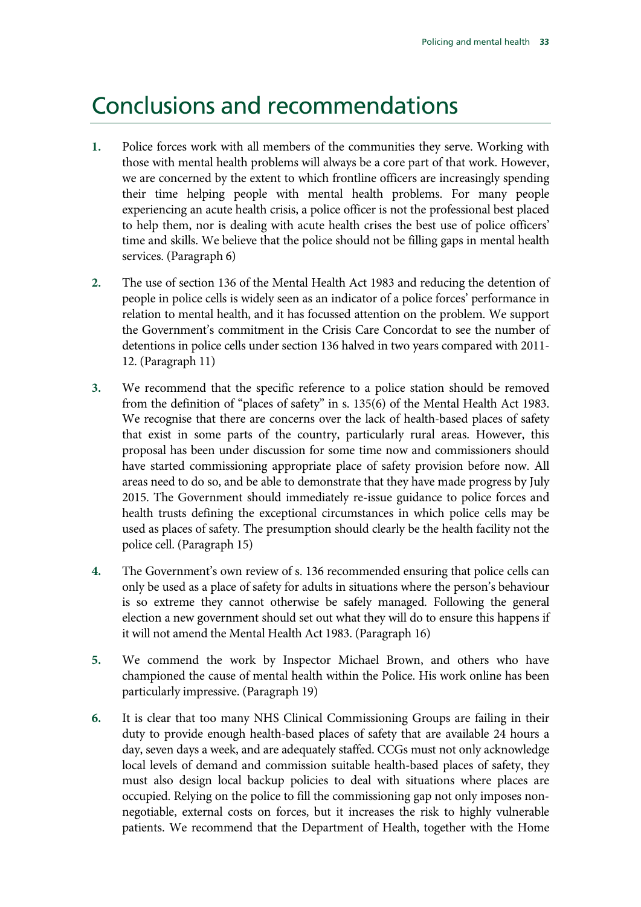# Conclusions and recommendations

1. Police forces work with all members of the communities they serve. Working with those with mental health problems will always be a core part of that work. However, we are concerned by the extent to which frontline officers are increasingly spending their time helping people with mental health problems. For many people experiencing an acute health crisis, a police officer is not the professional best placed to help them, nor is dealing with acute health crises the best use of police officers' time and skills. We believe that the police should not be filling gaps in mental health services. (Paragraph 6)

2. The use of section 136 of the Mental Health Act 1983 and reducing the detention of people in police cells is widely seen as an indicator of a police forces' performance in relation to mental health, and it has focussed attention on the problem. We support the Government's commitment in the Crisis Care Concordat to see the number of detentions in police cells under section 136 halved in two years compared with 2011-12. (Paragraph 11)

3. We recommend that the specific reference to a police station should be removed from the definition of "places of safety" in s. 135(6) of the Mental Health Act 1983. We recognise that there are concerns over the lack of health-based places of safety that exist in some parts of the country, particularly rural areas. However, this proposal has been under discussion for some time now and commissioners should have started commissioning appropriate place of safety provision before now. All areas need to do so, and be able to demonstrate that they have made progress by July 2015. The Government should immediately re-issue guidance to police forces and health trusts defining the exceptional circumstances in which police cells may be used as places of safety. The presumption should clearly be the health facility not the police cell. (Paragraph 15)

4. The Government's own review of s. 136 recommended ensuring that police cells can only be used as a place of safety for adults in situations where the person's behaviour is so extreme they cannot otherwise be safely managed. Following the general election a new government should set out what they will do to ensure this happens if it will not amend the Mental Health Act 1983. (Paragraph 16)

5. We commend the work by Inspector Michael Brown, and others who have championed the cause of mental health within the Police. His work online has been particularly impressive. (Paragraph 19)

6. It is clear that too many NHS Clinical Commissioning Groups are failing in their duty to provide enough health-based places of safety that are available 24 hours a day, seven days a week, and are adequately staffed. CCGs must not only acknowledge local levels of demand and commission suitable health-based places of safety, they must also design local backup policies to deal with situations where places are occupied. Relying on the police to fill the commissioning gap not only imposes non-negotiable, external costs on forces, but it increases the risk to highly vulnerable patients. We recommend that the Department of Health, together with the Home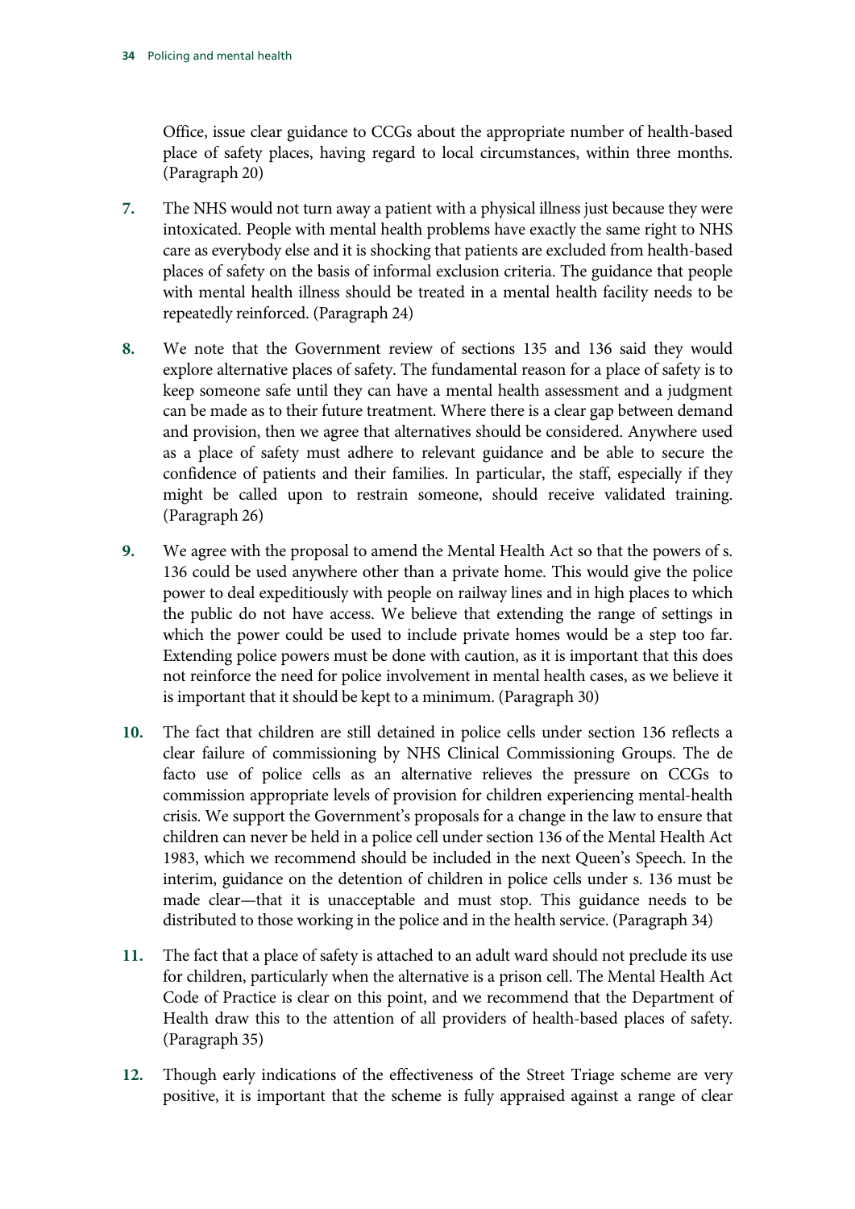Office, issue clear guidance to CCGs about the appropriate number of health-based place of safety places, having regard to local circumstances, within three months. (Paragraph 20)

7. The NHS would not turn away a patient with a physical illness just because they were intoxicated. People with mental health problems have exactly the same right to NHS care as everybody else and it is shocking that patients are excluded from health-based places of safety on the basis of informal exclusion criteria. The guidance that people with mental health illness should be treated in a mental health facility needs to be repeatedly reinforced. (Paragraph 24)

8. We note that the Government review of sections 135 and 136 said they would explore alternative places of safety. The fundamental reason for a place of safety is to keep someone safe until they can have a mental health assessment and a judgment can be made as to their future treatment. Where there is a clear gap between demand and provision, then we agree that alternatives should be considered. Anywhere used as a place of safety must adhere to relevant guidance and be able to secure the confidence of patients and their families. In particular, the staff, especially if they might be called upon to restrain someone, should receive validated training. (Paragraph 26)

9. We agree with the proposal to amend the Mental Health Act so that the powers of s. 136 could be used anywhere other than a private home. This would give the police power to deal expeditiously with people on railway lines and in high places to which the public do not have access. We believe that extending the range of settings in which the power could be used to include private homes would be a step too far. Extending police powers must be done with caution, as it is important that this does not reinforce the need for police involvement in mental health cases, as we believe it is important that it should be kept to a minimum. (Paragraph 30)

10. The fact that children are still detained in police cells under section 136 reflects a clear failure of commissioning by NHS Clinical Commissioning Groups. The de facto use of police cells as an alternative relieves the pressure on CCGs to commission appropriate levels of provision for children experiencing mental-health crisis. We support the Government's proposals for a change in the law to ensure that children can never be held in a police cell under section 136 of the Mental Health Act 1983, which we recommend should be included in the next Queen's Speech. In the interim, guidance on the detention of children in police cells under s. 136 must be made clear—that it is unacceptable and must stop. This guidance needs to be distributed to those working in the police and in the health service. (Paragraph 34)

11. The fact that a place of safety is attached to an adult ward should not preclude its use for children, particularly when the alternative is a prison cell. The Mental Health Act Code of Practice is clear on this point, and we recommend that the Department of Health draw this to the attention of all providers of health-based places of safety. (Paragraph 35)

12. Though early indications of the effectiveness of the Street Triage scheme are very positive, it is important that the scheme is fully appraised against a range of clear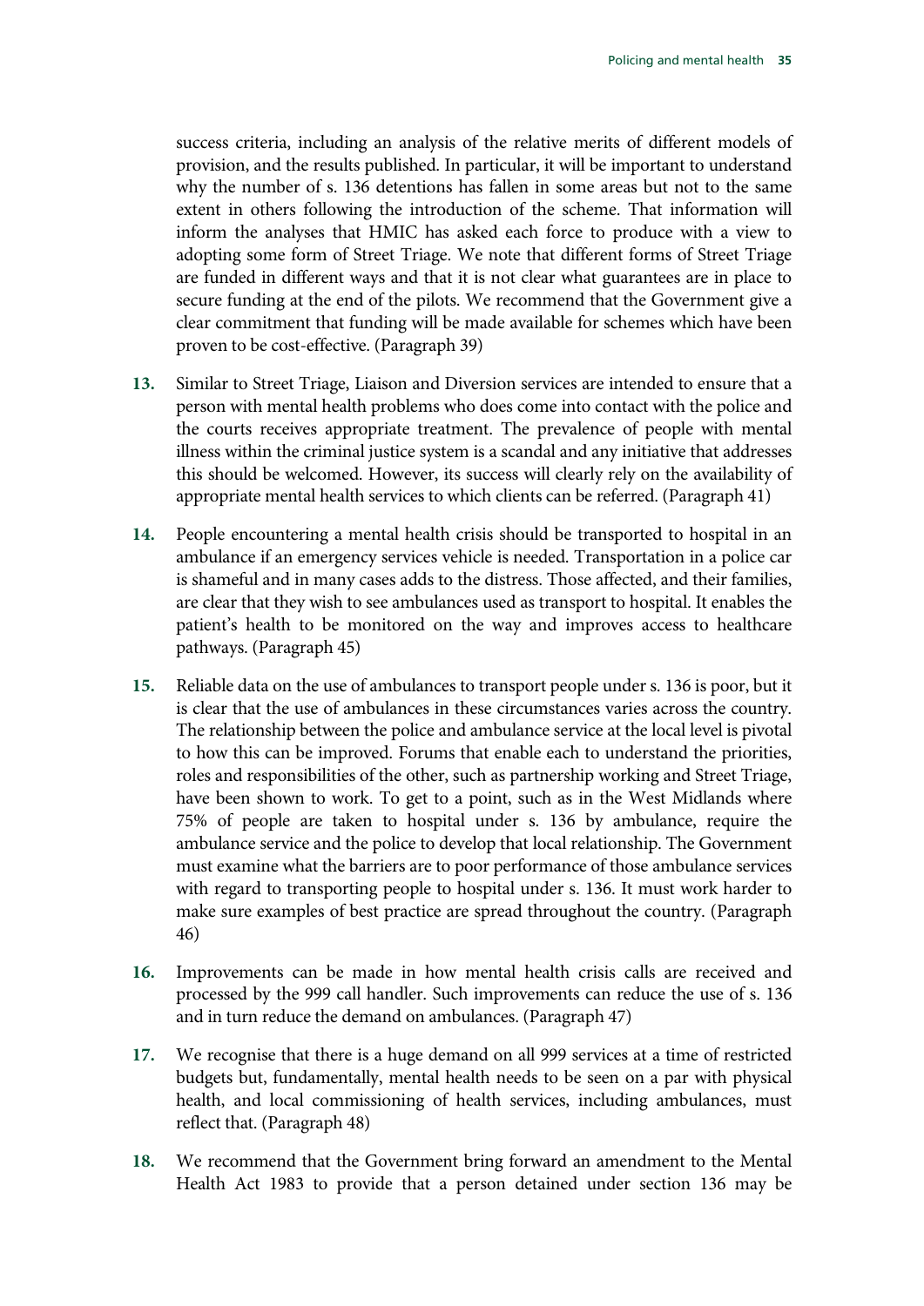success criteria, including an analysis of the relative merits of different models of provision, and the results published. In particular, it will be important to understand why the number of s. 136 detentions has fallen in some areas but not to the same extent in others following the introduction of the scheme. That information will inform the analyses that HMIC has asked each force to produce with a view to adopting some form of Street Triage. We note that different forms of Street Triage are funded in different ways and that it is not clear what guarantees are in place to secure funding at the end of the pilots. We recommend that the Government give a clear commitment that funding will be made available for schemes which have been proven to be cost-effective. (Paragraph 39)

**13.** Similar to Street Triage, Liaison and Diversion services are intended to ensure that a person with mental health problems who does come into contact with the police and the courts receives appropriate treatment. The prevalence of people with mental illness within the criminal justice system is a scandal and any initiative that addresses this should be welcomed. However, its success will clearly rely on the availability of appropriate mental health services to which clients can be referred. (Paragraph 41)

**14.** People encountering a mental health crisis should be transported to hospital in an ambulance if an emergency services vehicle is needed. Transportation in a police car is shameful and in many cases adds to the distress. Those affected, and their families, are clear that they wish to see ambulances used as transport to hospital. It enables the patient's health to be monitored on the way and improves access to healthcare pathways. (Paragraph 45)

**15.** Reliable data on the use of ambulances to transport people under s. 136 is poor, but it is clear that the use of ambulances in these circumstances varies across the country. The relationship between the police and ambulance service at the local level is pivotal to how this can be improved. Forums that enable each to understand the priorities, roles and responsibilities of the other, such as partnership working and Street Triage, have been shown to work. To get to a point, such as in the West Midlands where 75% of people are taken to hospital under s. 136 by ambulance, require the ambulance service and the police to develop that local relationship. The Government must examine what the barriers are to poor performance of those ambulance services with regard to transporting people to hospital under s. 136. It must work harder to make sure examples of best practice are spread throughout the country. (Paragraph 46)

**16.** Improvements can be made in how mental health crisis calls are received and processed by the 999 call handler. Such improvements can reduce the use of s. 136 and in turn reduce the demand on ambulances. (Paragraph 47)

**17.** We recognise that there is a huge demand on all 999 services at a time of restricted budgets but, fundamentally, mental health needs to be seen on a par with physical health, and local commissioning of health services, including ambulances, must reflect that. (Paragraph 48)

**18.** We recommend that the Government bring forward an amendment to the Mental Health Act 1983 to provide that a person detained under section 136 may be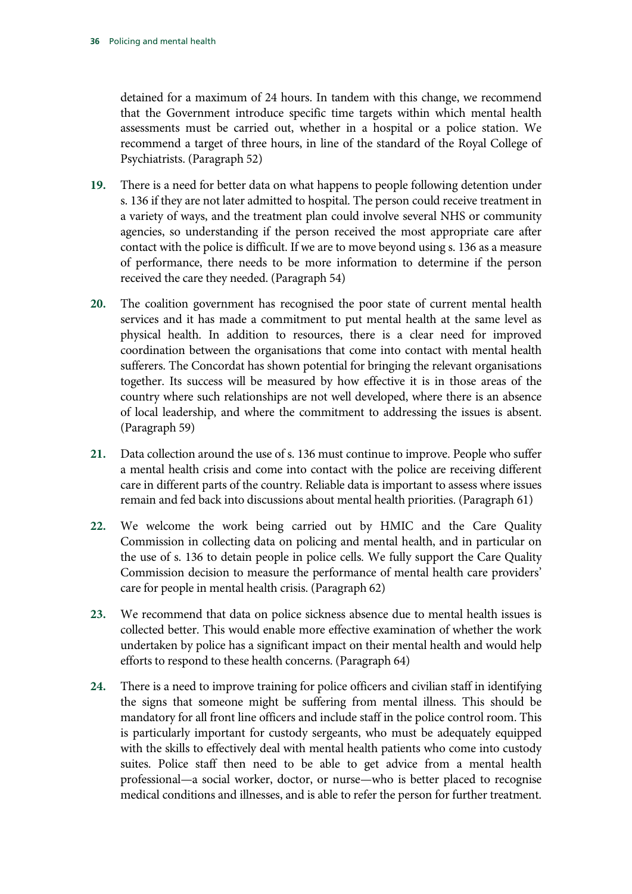detained for a maximum of 24 hours. In tandem with this change, we recommend that the Government introduce specific time targets within which mental health assessments must be carried out, whether in a hospital or a police station. We recommend a target of three hours, in line of the standard of the Royal College of Psychiatrists. (Paragraph 52)

19. There is a need for better data on what happens to people following detention under s. 136 if they are not later admitted to hospital. The person could receive treatment in a variety of ways, and the treatment plan could involve several NHS or community agencies, so understanding if the person received the most appropriate care after contact with the police is difficult. If we are to move beyond using s. 136 as a measure of performance, there needs to be more information to determine if the person received the care they needed. (Paragraph 54)

20. The coalition government has recognised the poor state of current mental health services and it has made a commitment to put mental health at the same level as physical health. In addition to resources, there is a clear need for improved coordination between the organisations that come into contact with mental health sufferers. The Concordat has shown potential for bringing the relevant organisations together. Its success will be measured by how effective it is in those areas of the country where such relationships are not well developed, where there is an absence of local leadership, and where the commitment to addressing the issues is absent. (Paragraph 59)

21. Data collection around the use of s. 136 must continue to improve. People who suffer a mental health crisis and come into contact with the police are receiving different care in different parts of the country. Reliable data is important to assess where issues remain and fed back into discussions about mental health priorities. (Paragraph 61)

22. We welcome the work being carried out by HMIC and the Care Quality Commission in collecting data on policing and mental health, and in particular on the use of s. 136 to detain people in police cells. We fully support the Care Quality Commission decision to measure the performance of mental health care providers' care for people in mental health crisis. (Paragraph 62)

23. We recommend that data on police sickness absence due to mental health issues is collected better. This would enable more effective examination of whether the work undertaken by police has a significant impact on their mental health and would help efforts to respond to these health concerns. (Paragraph 64)

24. There is a need to improve training for police officers and civilian staff in identifying the signs that someone might be suffering from mental illness. This should be mandatory for all front line officers and include staff in the police control room. This is particularly important for custody sergeants, who must be adequately equipped with the skills to effectively deal with mental health patients who come into custody suites. Police staff then need to be able to get advice from a mental health professional—a social worker, doctor, or nurse—who is better placed to recognise medical conditions and illnesses, and is able to refer the person for further treatment.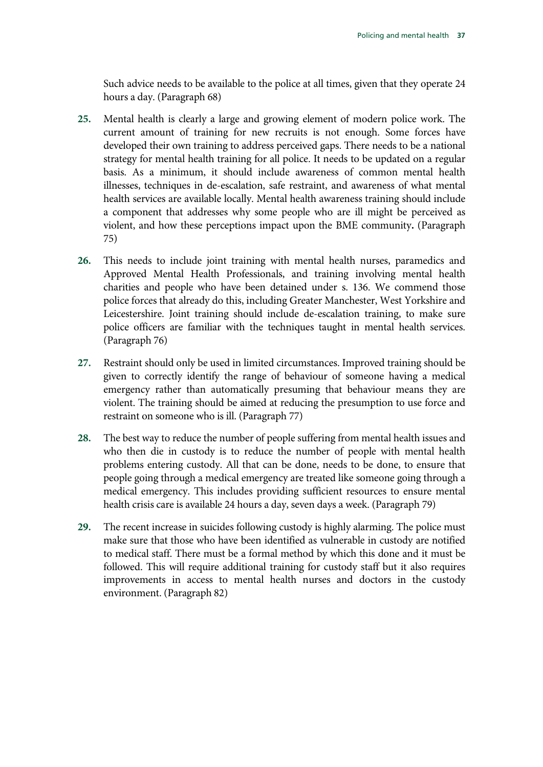Such advice needs to be available to the police at all times, given that they operate 24 hours a day. (Paragraph 68)

**25.** Mental health is clearly a large and growing element of modern police work. The current amount of training for new recruits is not enough. Some forces have developed their own training to address perceived gaps. There needs to be a national strategy for mental health training for all police. It needs to be updated on a regular basis. As a minimum, it should include awareness of common mental health illnesses, techniques in de-escalation, safe restraint, and awareness of what mental health services are available locally. Mental health awareness training should include a component that addresses why some people who are ill might be perceived as violent, and how these perceptions impact upon the BME community**.** (Paragraph 75)

**26.** This needs to include joint training with mental health nurses, paramedics and Approved Mental Health Professionals, and training involving mental health charities and people who have been detained under s. 136. We commend those police forces that already do this, including Greater Manchester, West Yorkshire and Leicestershire. Joint training should include de-escalation training, to make sure police officers are familiar with the techniques taught in mental health services. (Paragraph 76)

**27.** Restraint should only be used in limited circumstances. Improved training should be given to correctly identify the range of behaviour of someone having a medical emergency rather than automatically presuming that behaviour means they are violent. The training should be aimed at reducing the presumption to use force and restraint on someone who is ill. (Paragraph 77)

**28.** The best way to reduce the number of people suffering from mental health issues and who then die in custody is to reduce the number of people with mental health problems entering custody. All that can be done, needs to be done, to ensure that people going through a medical emergency are treated like someone going through a medical emergency. This includes providing sufficient resources to ensure mental health crisis care is available 24 hours a day, seven days a week. (Paragraph 79)

**29.** The recent increase in suicides following custody is highly alarming. The police must make sure that those who have been identified as vulnerable in custody are notified to medical staff. There must be a formal method by which this done and it must be followed. This will require additional training for custody staff but it also requires improvements in access to mental health nurses and doctors in the custody environment. (Paragraph 82)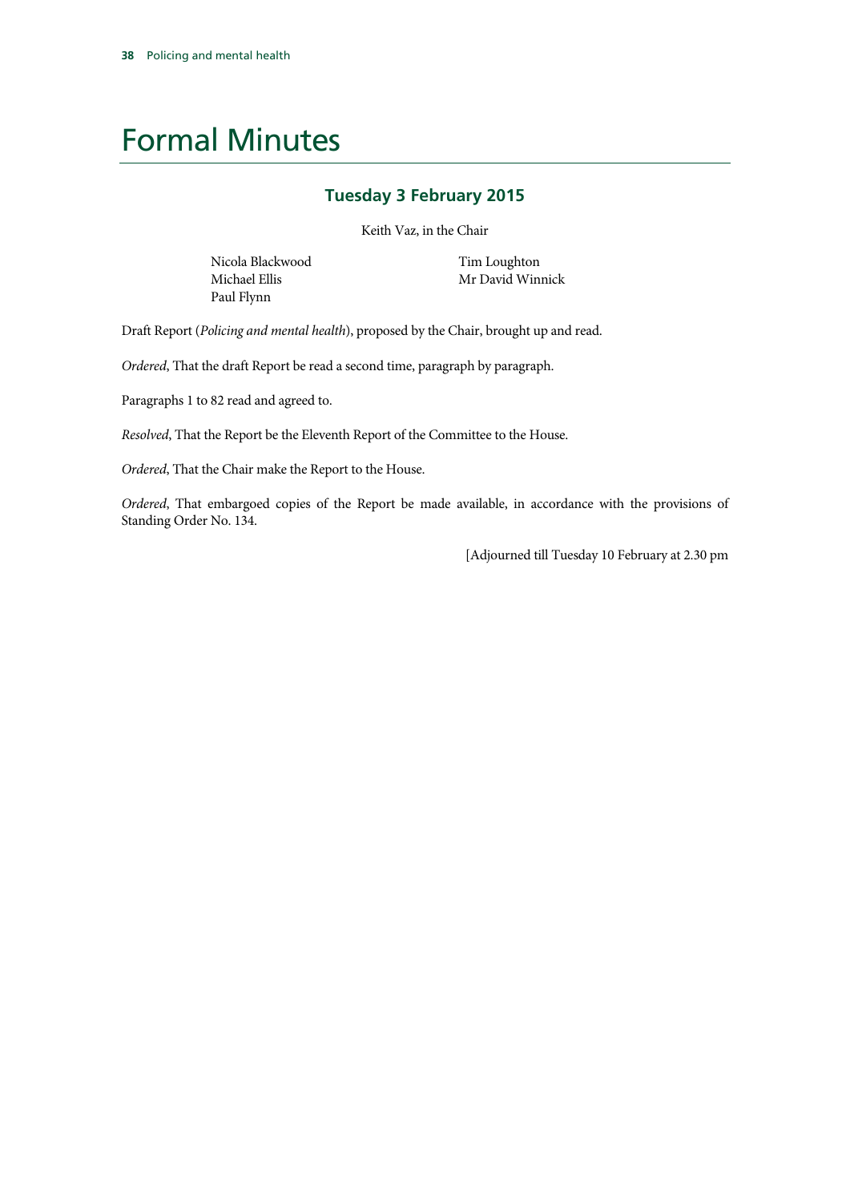# Formal Minutes

## Tuesday 3 February 2015

Keith Vaz, in the Chair

Nicola Blackwood
Michael Ellis
Paul Flynn
Tim Loughton
Mr David Winnick

Draft Report (*Policing and mental health*), proposed by the Chair, brought up and read.

*Ordered*, That the draft Report be read a second time, paragraph by paragraph.

Paragraphs 1 to 82 read and agreed to.

*Resolved*, That the Report be the Eleventh Report of the Committee to the House.

*Ordered*, That the Chair make the Report to the House.

*Ordered*, That embargoed copies of the Report be made available, in accordance with the provisions of Standing Order No. 134.

[Adjourned till Tuesday 10 February at 2.30 pm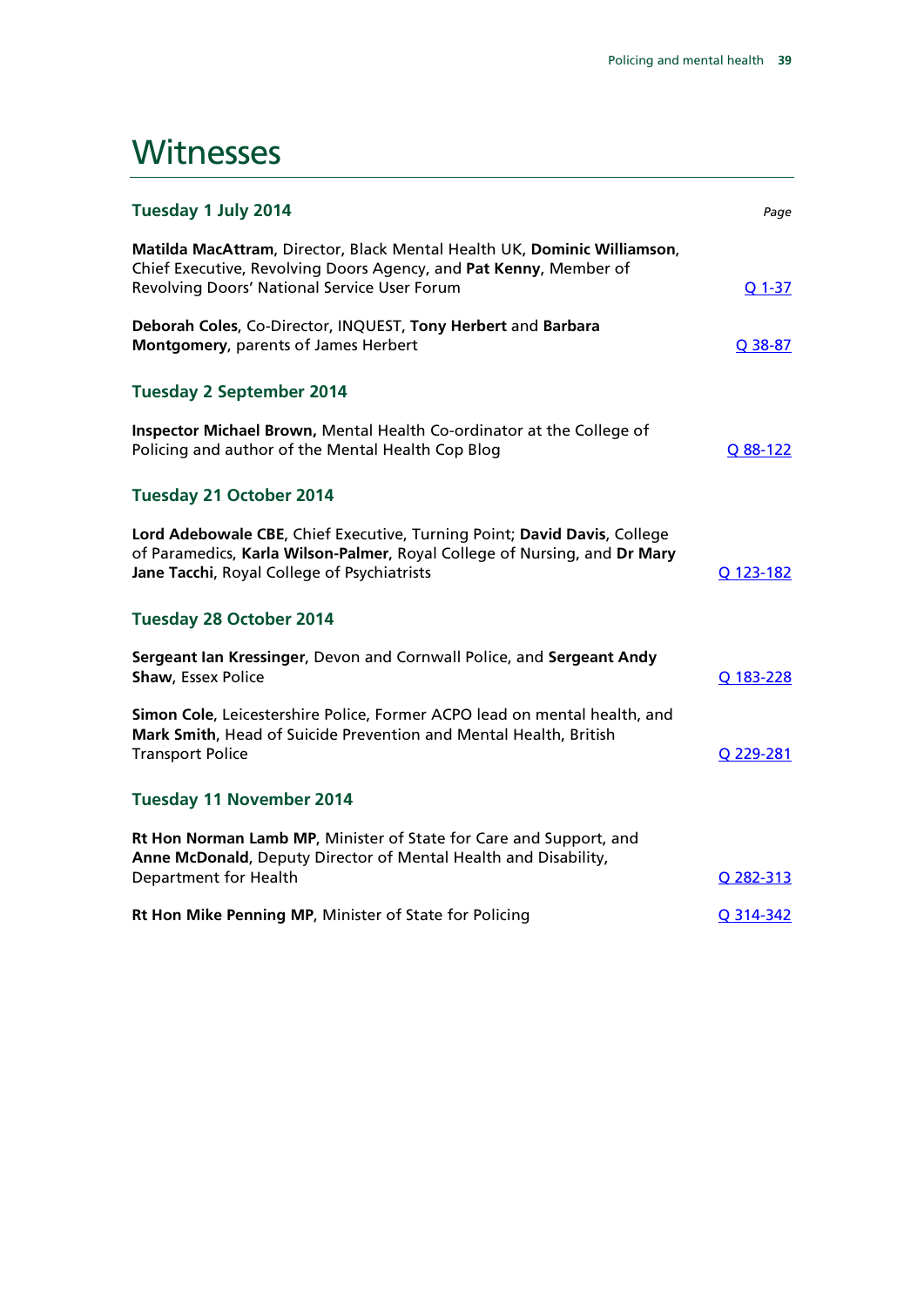# Witnesses

| **Tuesday 1 July 2014** | *Page* |
|---|---|
| **Matilda MacAttram**, Director, Black Mental Health UK, **Dominic Williamson**, Chief Executive, Revolving Doors Agency, and **Pat Kenny**, Member of Revolving Doors' National Service User Forum | Q 1-37 |
| **Deborah Coles**, Co-Director, INQUEST, **Tony Herbert** and **Barbara Montgomery**, parents of James Herbert | Q 38-87 |
| **Tuesday 2 September 2014** | |
| **Inspector Michael Brown,** Mental Health Co-ordinator at the College of Policing and author of the Mental Health Cop Blog | Q 88-122 |
| **Tuesday 21 October 2014** | |
| **Lord Adebowale CBE**, Chief Executive, Turning Point; **David Davis**, College of Paramedics, **Karla Wilson-Palmer**, Royal College of Nursing, and **Dr Mary Jane Tacchi**, Royal College of Psychiatrists | Q 123-182 |
| **Tuesday 28 October 2014** | |
| **Sergeant Ian Kressinger**, Devon and Cornwall Police, and **Sergeant Andy Shaw**, Essex Police | Q 183-228 |
| **Simon Cole**, Leicestershire Police, Former ACPO lead on mental health, and **Mark Smith**, Head of Suicide Prevention and Mental Health, British Transport Police | Q 229-281 |
| **Tuesday 11 November 2014** | |
| **Rt Hon Norman Lamb MP**, Minister of State for Care and Support, and **Anne McDonald**, Deputy Director of Mental Health and Disability, Department for Health | Q 282-313 |
| **Rt Hon Mike Penning MP**, Minister of State for Policing | Q 314-342 |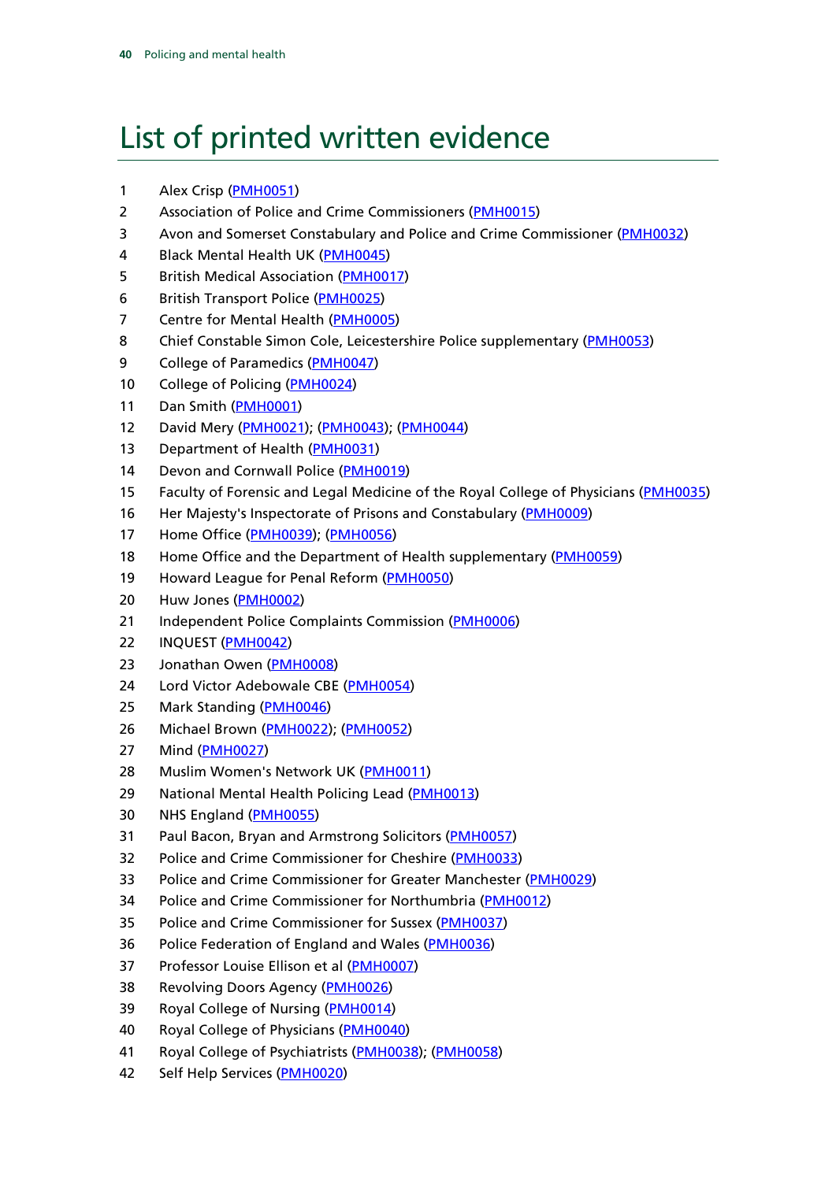# List of printed written evidence

1 Alex Crisp (PMH0051)
2 Association of Police and Crime Commissioners (PMH0015)
3 Avon and Somerset Constabulary and Police and Crime Commissioner (PMH0032)
4 Black Mental Health UK (PMH0045)
5 British Medical Association (PMH0017)
6 British Transport Police (PMH0025)
7 Centre for Mental Health (PMH0005)
8 Chief Constable Simon Cole, Leicestershire Police supplementary (PMH0053)
9 College of Paramedics (PMH0047)
10 College of Policing (PMH0024)
11 Dan Smith (PMH0001)
12 David Mery (PMH0021); (PMH0043); (PMH0044)
13 Department of Health (PMH0031)
14 Devon and Cornwall Police (PMH0019)
15 Faculty of Forensic and Legal Medicine of the Royal College of Physicians (PMH0035)
16 Her Majesty's Inspectorate of Prisons and Constabulary (PMH0009)
17 Home Office (PMH0039); (PMH0056)
18 Home Office and the Department of Health supplementary (PMH0059)
19 Howard League for Penal Reform (PMH0050)
20 Huw Jones (PMH0002)
21 Independent Police Complaints Commission (PMH0006)
22 INQUEST (PMH0042)
23 Jonathan Owen (PMH0008)
24 Lord Victor Adebowale CBE (PMH0054)
25 Mark Standing (PMH0046)
26 Michael Brown (PMH0022); (PMH0052)
27 Mind (PMH0027)
28 Muslim Women's Network UK (PMH0011)
29 National Mental Health Policing Lead (PMH0013)
30 NHS England (PMH0055)
31 Paul Bacon, Bryan and Armstrong Solicitors (PMH0057)
32 Police and Crime Commissioner for Cheshire (PMH0033)
33 Police and Crime Commissioner for Greater Manchester (PMH0029)
34 Police and Crime Commissioner for Northumbria (PMH0012)
35 Police and Crime Commissioner for Sussex (PMH0037)
36 Police Federation of England and Wales (PMH0036)
37 Professor Louise Ellison et al (PMH0007)
38 Revolving Doors Agency (PMH0026)
39 Royal College of Nursing (PMH0014)
40 Royal College of Physicians (PMH0040)
41 Royal College of Psychiatrists (PMH0038); (PMH0058)
42 Self Help Services (PMH0020)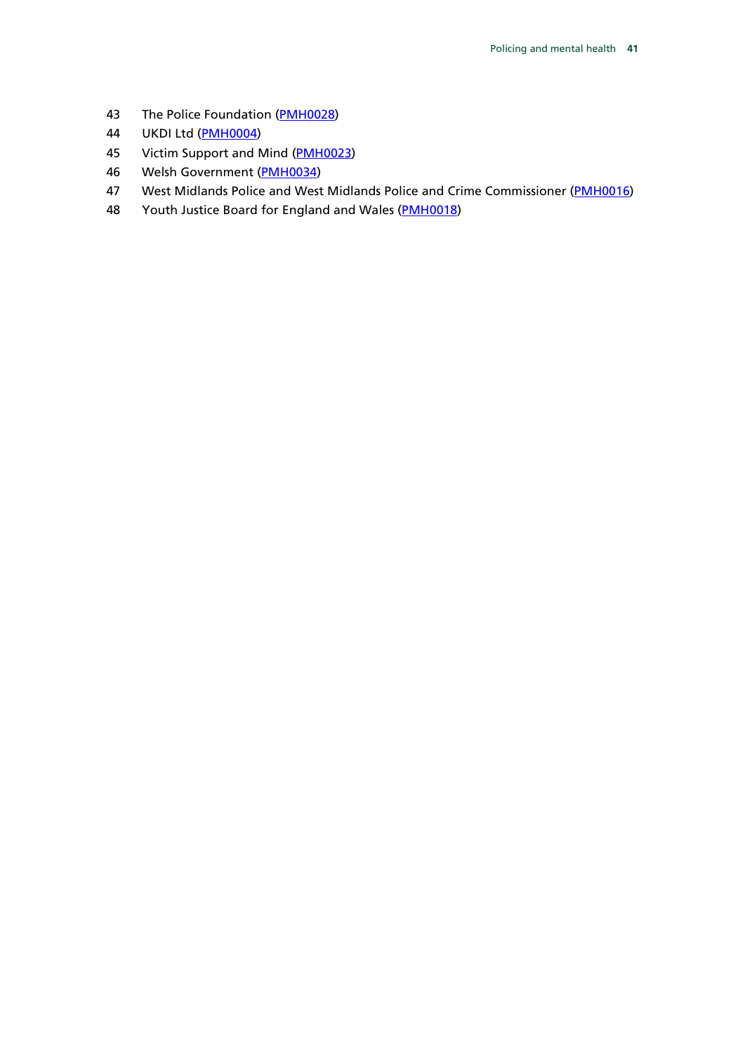43 The Police Foundation (PMH0028)
44 UKDI Ltd (PMH0004)
45 Victim Support and Mind (PMH0023)
46 Welsh Government (PMH0034)
47 West Midlands Police and West Midlands Police and Crime Commissioner (PMH0016)
48 Youth Justice Board for England and Wales (PMH0018)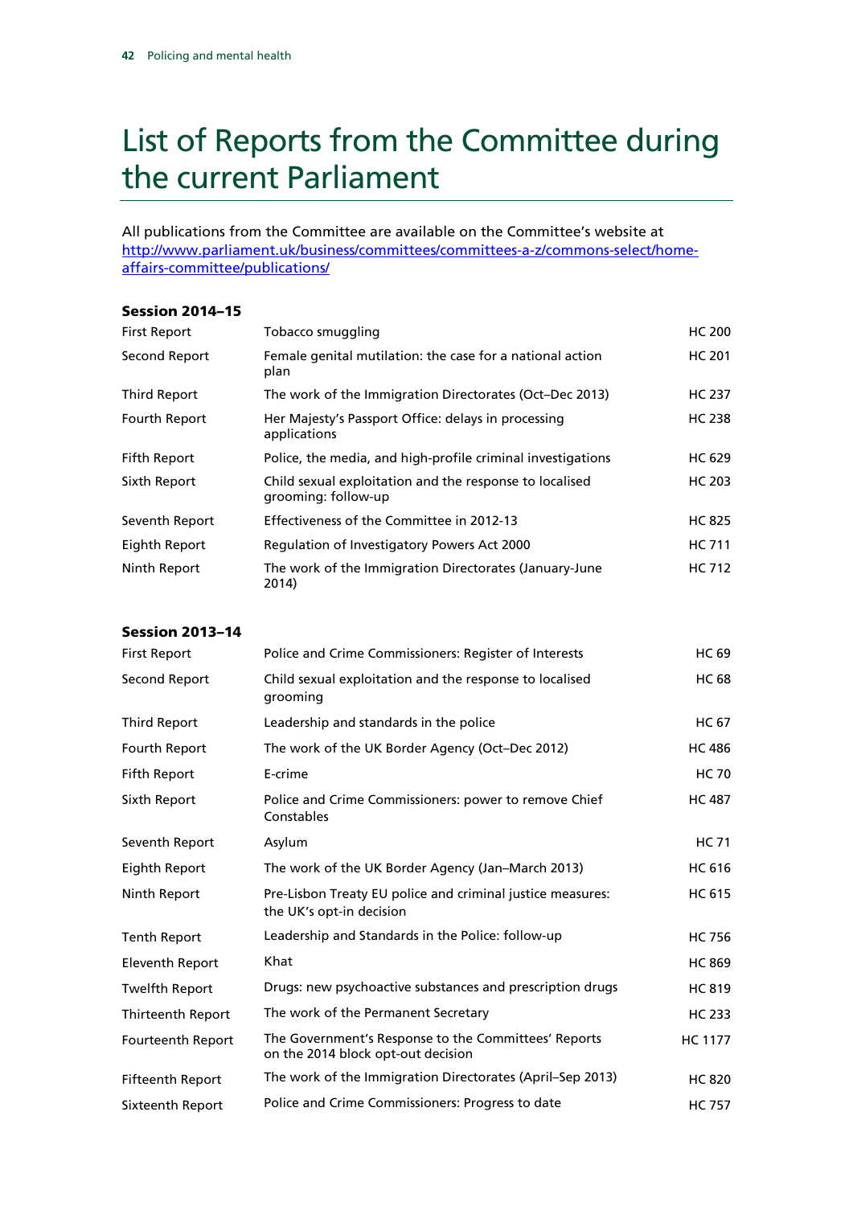# List of Reports from the Committee during the current Parliament

All publications from the Committee are available on the Committee's website at http://www.parliament.uk/business/committees/committees-a-z/commons-select/home-affairs-committee/publications/

### Session 2014–15

| | | |
|---|---|---|
| First Report | Tobacco smuggling | HC 200 |
| Second Report | Female genital mutilation: the case for a national action plan | HC 201 |
| Third Report | The work of the Immigration Directorates (Oct–Dec 2013) | HC 237 |
| Fourth Report | Her Majesty's Passport Office: delays in processing applications | HC 238 |
| Fifth Report | Police, the media, and high-profile criminal investigations | HC 629 |
| Sixth Report | Child sexual exploitation and the response to localised grooming: follow-up | HC 203 |
| Seventh Report | Effectiveness of the Committee in 2012-13 | HC 825 |
| Eighth Report | Regulation of Investigatory Powers Act 2000 | HC 711 |
| Ninth Report | The work of the Immigration Directorates (January-June 2014) | HC 712 |

### Session 2013–14

| | | |
|---|---|---|
| First Report | Police and Crime Commissioners: Register of Interests | HC 69 |
| Second Report | Child sexual exploitation and the response to localised grooming | HC 68 |
| Third Report | Leadership and standards in the police | HC 67 |
| Fourth Report | The work of the UK Border Agency (Oct–Dec 2012) | HC 486 |
| Fifth Report | E-crime | HC 70 |
| Sixth Report | Police and Crime Commissioners: power to remove Chief Constables | HC 487 |
| Seventh Report | Asylum | HC 71 |
| Eighth Report | The work of the UK Border Agency (Jan–March 2013) | HC 616 |
| Ninth Report | Pre-Lisbon Treaty EU police and criminal justice measures: the UK's opt-in decision | HC 615 |
| Tenth Report | Leadership and Standards in the Police: follow-up | HC 756 |
| Eleventh Report | Khat | HC 869 |
| Twelfth Report | Drugs: new psychoactive substances and prescription drugs | HC 819 |
| Thirteenth Report | The work of the Permanent Secretary | HC 233 |
| Fourteenth Report | The Government's Response to the Committees' Reports on the 2014 block opt-out decision | HC 1177 |
| Fifteenth Report | The work of the Immigration Directorates (April–Sep 2013) | HC 820 |
| Sixteenth Report | Police and Crime Commissioners: Progress to date | HC 757 |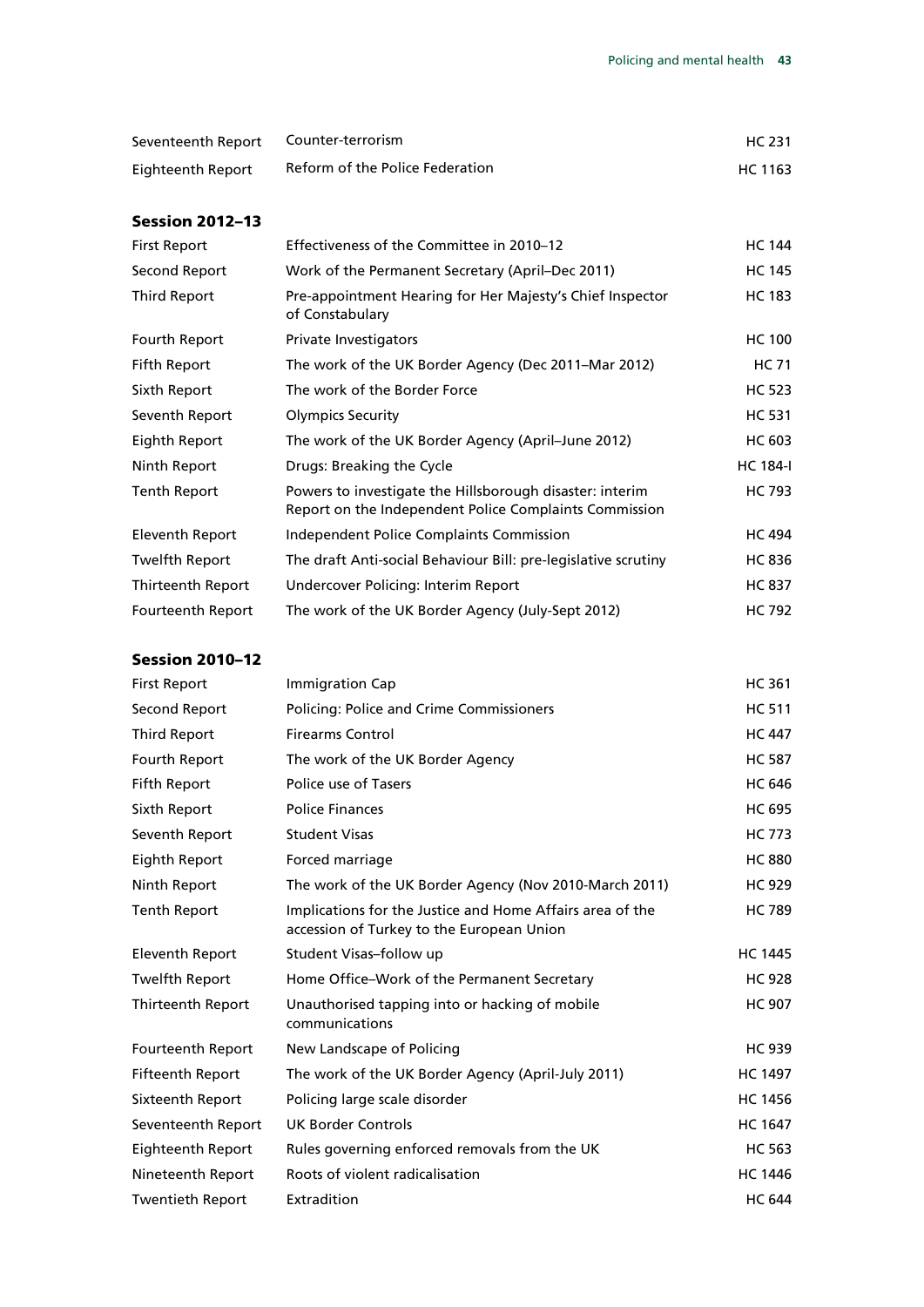| | | |
|---|---|---|
| Seventeenth Report | Counter-terrorism | HC 231 |
| Eighteenth Report | Reform of the Police Federation | HC 1163 |

### Session 2012–13

| | | |
|---|---|---|
| First Report | Effectiveness of the Committee in 2010–12 | HC 144 |
| Second Report | Work of the Permanent Secretary (April–Dec 2011) | HC 145 |
| Third Report | Pre-appointment Hearing for Her Majesty's Chief Inspector of Constabulary | HC 183 |
| Fourth Report | Private Investigators | HC 100 |
| Fifth Report | The work of the UK Border Agency (Dec 2011–Mar 2012) | HC 71 |
| Sixth Report | The work of the Border Force | HC 523 |
| Seventh Report | Olympics Security | HC 531 |
| Eighth Report | The work of the UK Border Agency (April–June 2012) | HC 603 |
| Ninth Report | Drugs: Breaking the Cycle | HC 184-I |
| Tenth Report | Powers to investigate the Hillsborough disaster: interim Report on the Independent Police Complaints Commission | HC 793 |
| Eleventh Report | Independent Police Complaints Commission | HC 494 |
| Twelfth Report | The draft Anti-social Behaviour Bill: pre-legislative scrutiny | HC 836 |
| Thirteenth Report | Undercover Policing: Interim Report | HC 837 |
| Fourteenth Report | The work of the UK Border Agency (July-Sept 2012) | HC 792 |

### Session 2010–12

| | | |
|---|---|---|
| First Report | Immigration Cap | HC 361 |
| Second Report | Policing: Police and Crime Commissioners | HC 511 |
| Third Report | Firearms Control | HC 447 |
| Fourth Report | The work of the UK Border Agency | HC 587 |
| Fifth Report | Police use of Tasers | HC 646 |
| Sixth Report | Police Finances | HC 695 |
| Seventh Report | Student Visas | HC 773 |
| Eighth Report | Forced marriage | HC 880 |
| Ninth Report | The work of the UK Border Agency (Nov 2010-March 2011) | HC 929 |
| Tenth Report | Implications for the Justice and Home Affairs area of the accession of Turkey to the European Union | HC 789 |
| Eleventh Report | Student Visas–follow up | HC 1445 |
| Twelfth Report | Home Office–Work of the Permanent Secretary | HC 928 |
| Thirteenth Report | Unauthorised tapping into or hacking of mobile communications | HC 907 |
| Fourteenth Report | New Landscape of Policing | HC 939 |
| Fifteenth Report | The work of the UK Border Agency (April-July 2011) | HC 1497 |
| Sixteenth Report | Policing large scale disorder | HC 1456 |
| Seventeenth Report | UK Border Controls | HC 1647 |
| Eighteenth Report | Rules governing enforced removals from the UK | HC 563 |
| Nineteenth Report | Roots of violent radicalisation | HC 1446 |
| Twentieth Report | Extradition | HC 644 |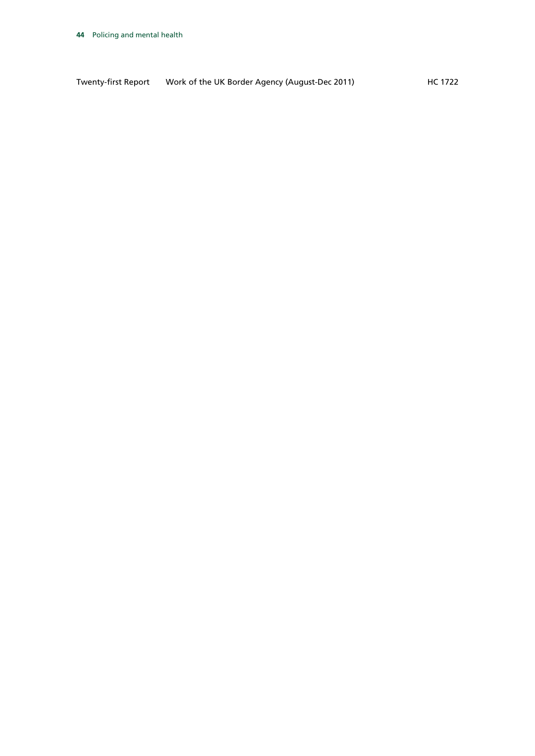| | | |
|---|---|---|
| Twenty-first Report | Work of the UK Border Agency (August-Dec 2011) | HC 1722 |